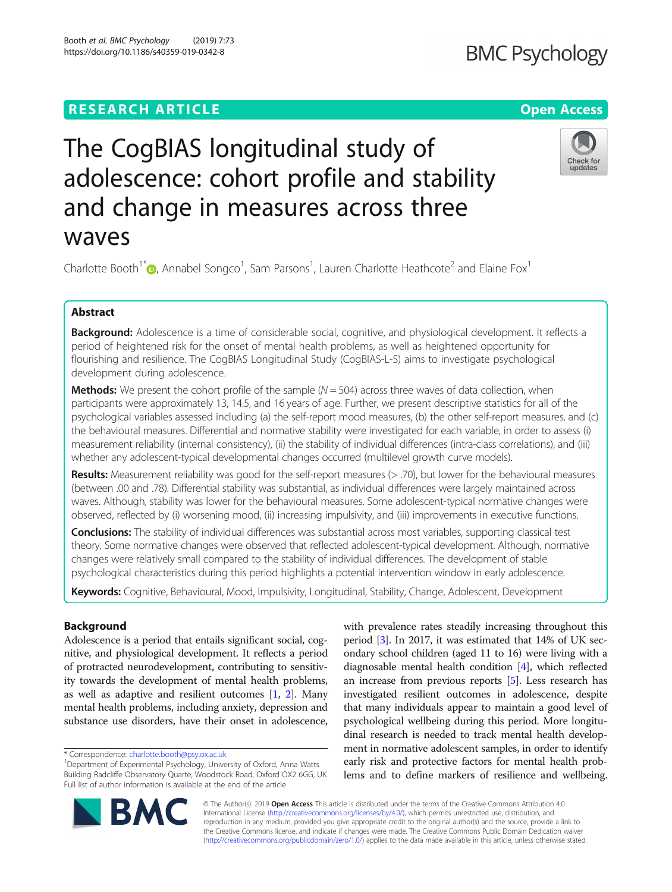RESEARCH ARTICLE

Open Access

# The CogBIAS longitudinal study of adolescence: cohort profile and stability and change in measures across three waves

Charlotte Booth[1*], Annabel Songco[1], Sam Parsons[1], Lauren Charlotte Heathcote[2] and Elaine Fox[1]

## Abstract

**Background:** Adolescence is a time of considerable social, cognitive, and physiological development. It reflects a period of heightened risk for the onset of mental health problems, as well as heightened opportunity for flourishing and resilience. The CogBIAS Longitudinal Study (CogBIAS-L-S) aims to investigate psychological development during adolescence.

**Methods:** We present the cohort profile of the sample ($N = 504$) across three waves of data collection, when participants were approximately 13, 14.5, and 16 years of age. Further, we present descriptive statistics for all of the psychological variables assessed including (a) the self-report mood measures, (b) the other self-report measures, and (c) the behavioural measures. Differential and normative stability were investigated for each variable, in order to assess (i) measurement reliability (internal consistency), (ii) the stability of individual differences (intra-class correlations), and (iii) whether any adolescent-typical developmental changes occurred (multilevel growth curve models).

**Results:** Measurement reliability was good for the self-report measures (> .70), but lower for the behavioural measures (between .00 and .78). Differential stability was substantial, as individual differences were largely maintained across waves. Although, stability was lower for the behavioural measures. Some adolescent-typical normative changes were observed, reflected by (i) worsening mood, (ii) increasing impulsivity, and (iii) improvements in executive functions.

**Conclusions:** The stability of individual differences was substantial across most variables, supporting classical test theory. Some normative changes were observed that reflected adolescent-typical development. Although, normative changes were relatively small compared to the stability of individual differences. The development of stable psychological characteristics during this period highlights a potential intervention window in early adolescence.

**Keywords:** Cognitive, Behavioural, Mood, Impulsivity, Longitudinal, Stability, Change, Adolescent, Development

## Background

Adolescence is a period that entails significant social, cognitive, and physiological development. It reflects a period of protracted neurodevelopment, contributing to sensitivity towards the development of mental health problems, as well as adaptive and resilient outcomes [1, 2]. Many mental health problems, including anxiety, depression and substance use disorders, have their onset in adolescence, with prevalence rates steadily increasing throughout this period [3]. In 2017, it was estimated that 14% of UK secondary school children (aged 11 to 16) were living with a diagnosable mental health condition [4], which reflected an increase from previous reports [5]. Less research has investigated resilient outcomes in adolescence, despite that many individuals appear to maintain a good level of psychological wellbeing during this period. More longitudinal research is needed to track mental health development in normative adolescent samples, in order to identify early risk and protective factors for mental health problems and to define markers of resilience and wellbeing.

* Correspondence: charlotte.booth@psy.ox.ac.uk
[1]Department of Experimental Psychology, University of Oxford, Anna Watts Building Radcliffe Observatory Quarte, Woodstock Road, Oxford OX2 6GG, UK
Full list of author information is available at the end of the article

© The Author(s). 2019 **Open Access** This article is distributed under the terms of the Creative Commons Attribution 4.0 International License (http://creativecommons.org/licenses/by/4.0/), which permits unrestricted use, distribution, and reproduction in any medium, provided you give appropriate credit to the original author(s) and the source, provide a link to the Creative Commons license, and indicate if changes were made. The Creative Commons Public Domain Dedication waiver (http://creativecommons.org/publicdomain/zero/1.0/) applies to the data made available in this article, unless otherwise stated.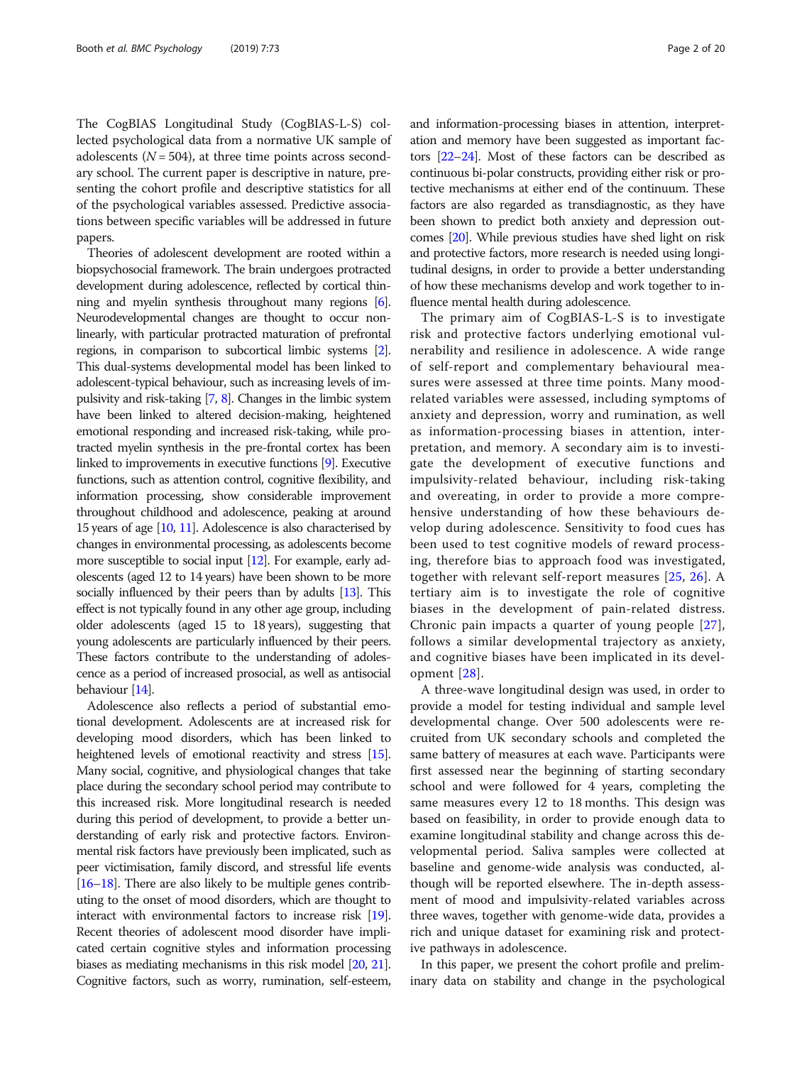The CogBIAS Longitudinal Study (CogBIAS-L-S) collected psychological data from a normative UK sample of adolescents ($N = 504$), at three time points across secondary school. The current paper is descriptive in nature, presenting the cohort profile and descriptive statistics for all of the psychological variables assessed. Predictive associations between specific variables will be addressed in future papers.

Theories of adolescent development are rooted within a biopsychosocial framework. The brain undergoes protracted development during adolescence, reflected by cortical thinning and myelin synthesis throughout many regions [6]. Neurodevelopmental changes are thought to occur non-linearly, with particular protracted maturation of prefrontal regions, in comparison to subcortical limbic systems [2]. This dual-systems developmental model has been linked to adolescent-typical behaviour, such as increasing levels of impulsivity and risk-taking [7, 8]. Changes in the limbic system have been linked to altered decision-making, heightened emotional responding and increased risk-taking, while protracted myelin synthesis in the pre-frontal cortex has been linked to improvements in executive functions [9]. Executive functions, such as attention control, cognitive flexibility, and information processing, show considerable improvement throughout childhood and adolescence, peaking at around 15 years of age [10, 11]. Adolescence is also characterised by changes in environmental processing, as adolescents become more susceptible to social input [12]. For example, early adolescents (aged 12 to 14 years) have been shown to be more socially influenced by their peers than by adults [13]. This effect is not typically found in any other age group, including older adolescents (aged 15 to 18 years), suggesting that young adolescents are particularly influenced by their peers. These factors contribute to the understanding of adolescence as a period of increased prosocial, as well as antisocial behaviour [14].

Adolescence also reflects a period of substantial emotional development. Adolescents are at increased risk for developing mood disorders, which has been linked to heightened levels of emotional reactivity and stress [15]. Many social, cognitive, and physiological changes that take place during the secondary school period may contribute to this increased risk. More longitudinal research is needed during this period of development, to provide a better understanding of early risk and protective factors. Environmental risk factors have previously been implicated, such as peer victimisation, family discord, and stressful life events [16–18]. There are also likely to be multiple genes contributing to the onset of mood disorders, which are thought to interact with environmental factors to increase risk [19]. Recent theories of adolescent mood disorder have implicated certain cognitive styles and information processing biases as mediating mechanisms in this risk model [20, 21]. Cognitive factors, such as worry, rumination, self-esteem, and information-processing biases in attention, interpretation and memory have been suggested as important factors [22–24]. Most of these factors can be described as continuous bi-polar constructs, providing either risk or protective mechanisms at either end of the continuum. These factors are also regarded as transdiagnostic, as they have been shown to predict both anxiety and depression outcomes [20]. While previous studies have shed light on risk and protective factors, more research is needed using longitudinal designs, in order to provide a better understanding of how these mechanisms develop and work together to influence mental health during adolescence.

The primary aim of CogBIAS-L-S is to investigate risk and protective factors underlying emotional vulnerability and resilience in adolescence. A wide range of self-report and complementary behavioural measures were assessed at three time points. Many mood-related variables were assessed, including symptoms of anxiety and depression, worry and rumination, as well as information-processing biases in attention, interpretation, and memory. A secondary aim is to investigate the development of executive functions and impulsivity-related behaviour, including risk-taking and overeating, in order to provide a more comprehensive understanding of how these behaviours develop during adolescence. Sensitivity to food cues has been used to test cognitive models of reward processing, therefore bias to approach food was investigated, together with relevant self-report measures [25, 26]. A tertiary aim is to investigate the role of cognitive biases in the development of pain-related distress. Chronic pain impacts a quarter of young people [27], follows a similar developmental trajectory as anxiety, and cognitive biases have been implicated in its development [28].

A three-wave longitudinal design was used, in order to provide a model for testing individual and sample level developmental change. Over 500 adolescents were recruited from UK secondary schools and completed the same battery of measures at each wave. Participants were first assessed near the beginning of starting secondary school and were followed for 4 years, completing the same measures every 12 to 18 months. This design was based on feasibility, in order to provide enough data to examine longitudinal stability and change across this developmental period. Saliva samples were collected at baseline and genome-wide analysis was conducted, although will be reported elsewhere. The in-depth assessment of mood and impulsivity-related variables across three waves, together with genome-wide data, provides a rich and unique dataset for examining risk and protective pathways in adolescence.

In this paper, we present the cohort profile and preliminary data on stability and change in the psychological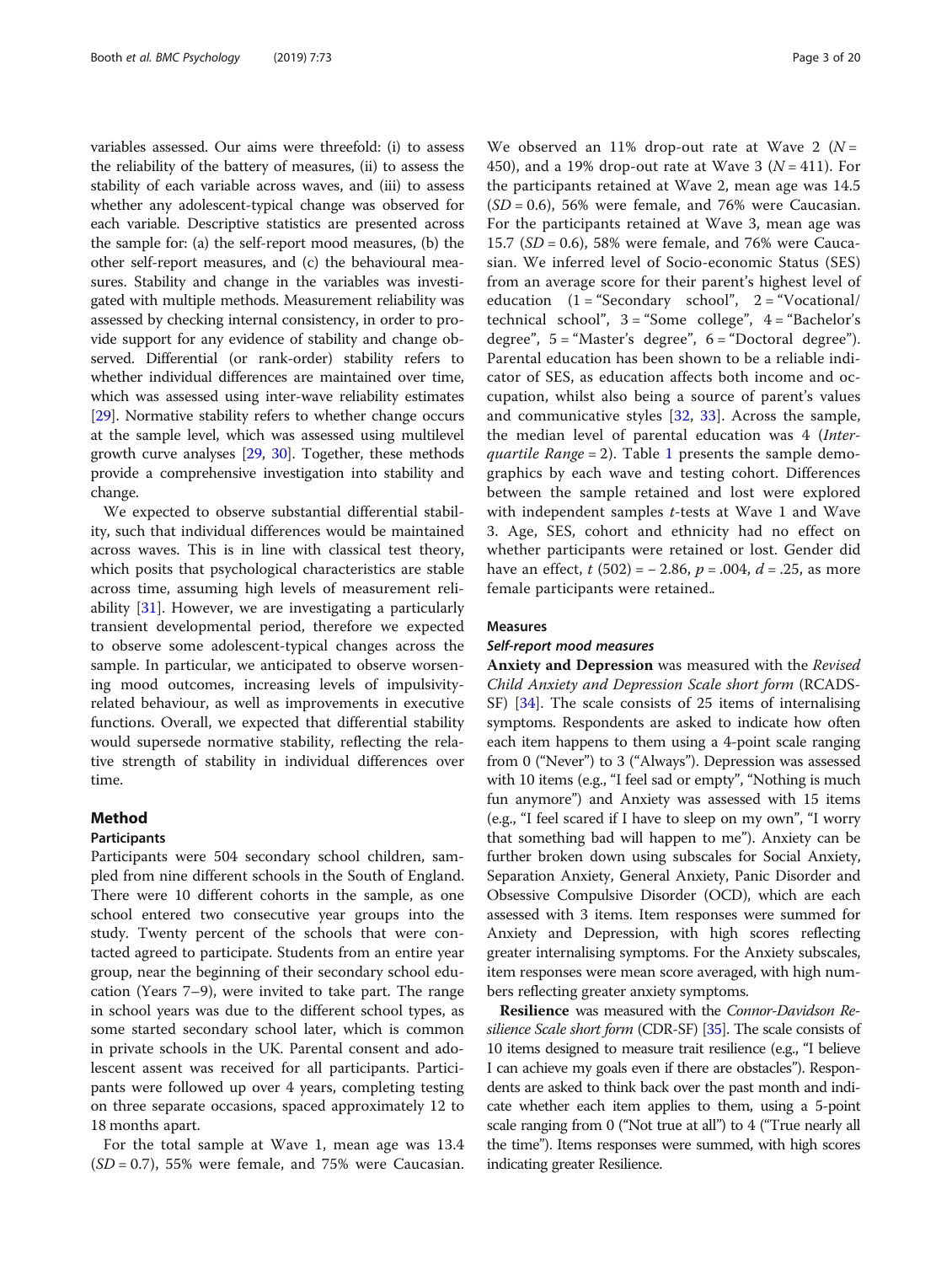variables assessed. Our aims were threefold: (i) to assess the reliability of the battery of measures, (ii) to assess the stability of each variable across waves, and (iii) to assess whether any adolescent-typical change was observed for each variable. Descriptive statistics are presented across the sample for: (a) the self-report mood measures, (b) the other self-report measures, and (c) the behavioural measures. Stability and change in the variables was investigated with multiple methods. Measurement reliability was assessed by checking internal consistency, in order to provide support for any evidence of stability and change observed. Differential (or rank-order) stability refers to whether individual differences are maintained over time, which was assessed using inter-wave reliability estimates [29]. Normative stability refers to whether change occurs at the sample level, which was assessed using multilevel growth curve analyses [29, 30]. Together, these methods provide a comprehensive investigation into stability and change.

We expected to observe substantial differential stability, such that individual differences would be maintained across waves. This is in line with classical test theory, which posits that psychological characteristics are stable across time, assuming high levels of measurement reliability [31]. However, we are investigating a particularly transient developmental period, therefore we expected to observe some adolescent-typical changes across the sample. In particular, we anticipated to observe worsening mood outcomes, increasing levels of impulsivity-related behaviour, as well as improvements in executive functions. Overall, we expected that differential stability would supersede normative stability, reflecting the relative strength of stability in individual differences over time.

## Method

### Participants

Participants were 504 secondary school children, sampled from nine different schools in the South of England. There were 10 different cohorts in the sample, as one school entered two consecutive year groups into the study. Twenty percent of the schools that were contacted agreed to participate. Students from an entire year group, near the beginning of their secondary school education (Years 7–9), were invited to take part. The range in school years was due to the different school types, as some started secondary school later, which is common in private schools in the UK. Parental consent and adolescent assent was received for all participants. Participants were followed up over 4 years, completing testing on three separate occasions, spaced approximately 12 to 18 months apart.

For the total sample at Wave 1, mean age was 13.4 ($SD = 0.7$), 55% were female, and 75% were Caucasian. We observed an 11% drop-out rate at Wave 2 ($N = 450$), and a 19% drop-out rate at Wave 3 ($N = 411$). For the participants retained at Wave 2, mean age was 14.5 ($SD = 0.6$), 56% were female, and 76% were Caucasian. For the participants retained at Wave 3, mean age was 15.7 ($SD = 0.6$), 58% were female, and 76% were Caucasian. We inferred level of Socio-economic Status (SES) from an average score for their parent's highest level of education (1 = "Secondary school", 2 = "Vocational/technical school", 3 = "Some college", 4 = "Bachelor's degree", 5 = "Master's degree", 6 = "Doctoral degree"). Parental education has been shown to be a reliable indicator of SES, as education affects both income and occupation, whilst also being a source of parent's values and communicative styles [32, 33]. Across the sample, the median level of parental education was 4 (*Interquartile Range* = 2). Table 1 presents the sample demographics by each wave and testing cohort. Differences between the sample retained and lost were explored with independent samples *t*-tests at Wave 1 and Wave 3. Age, SES, cohort and ethnicity had no effect on whether participants were retained or lost. Gender did have an effect, $t(502) = -2.86$, $p = .004$, $d = .25$, as more female participants were retained..

### Measures

#### Self-report mood measures

**Anxiety and Depression** was measured with the *Revised Child Anxiety and Depression Scale short form* (RCADS-SF) [34]. The scale consists of 25 items of internalising symptoms. Respondents are asked to indicate how often each item happens to them using a 4-point scale ranging from 0 ("Never") to 3 ("Always"). Depression was assessed with 10 items (e.g., "I feel sad or empty", "Nothing is much fun anymore") and Anxiety was assessed with 15 items (e.g., "I feel scared if I have to sleep on my own", "I worry that something bad will happen to me"). Anxiety can be further broken down using subscales for Social Anxiety, Separation Anxiety, General Anxiety, Panic Disorder and Obsessive Compulsive Disorder (OCD), which are each assessed with 3 items. Item responses were summed for Anxiety and Depression, with high scores reflecting greater internalising symptoms. For the Anxiety subscales, item responses were mean score averaged, with high numbers reflecting greater anxiety symptoms.

**Resilience** was measured with the *Connor-Davidson Resilience Scale short form* (CDR-SF) [35]. The scale consists of 10 items designed to measure trait resilience (e.g., "I believe I can achieve my goals even if there are obstacles"). Respondents are asked to think back over the past month and indicate whether each item applies to them, using a 5-point scale ranging from 0 ("Not true at all") to 4 ("True nearly all the time"). Items responses were summed, with high scores indicating greater Resilience.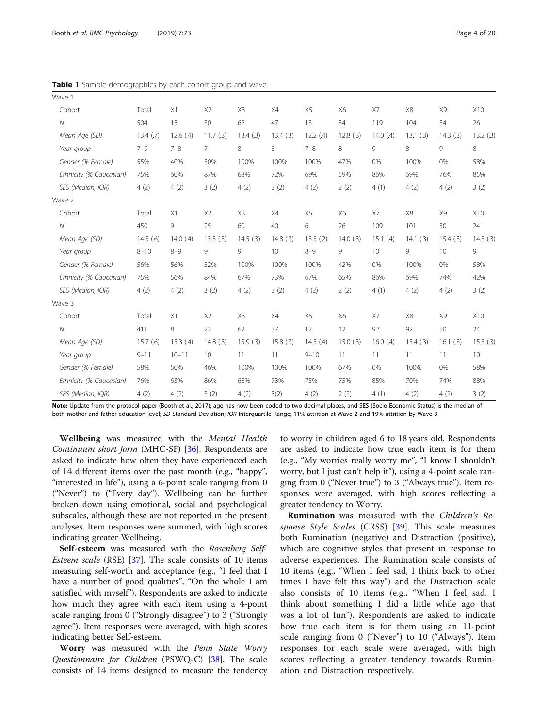**Table 1** Sample demographics by each cohort group and wave

| | | | | | | | | | | | |
|---|---|---|---|---|---|---|---|---|---|---|---|
| Wave 1 | | | | | | | | | | | |
| Cohort | Total | X1 | X2 | X3 | X4 | X5 | X6 | X7 | X8 | X9 | X10 |
| *N* | 504 | 15 | 30 | 62 | 47 | 13 | 34 | 119 | 104 | 54 | 26 |
| *Mean Age (SD)* | 13.4 (.7) | 12.6 (.4) | 11.7 (.3) | 13.4 (.3) | 13.4 (.3) | 12.2 (.4) | 12.8 (.3) | 14.0 (.4) | 13.1 (.3) | 14.3 (.3) | 13.2 (.3) |
| *Year group* | 7–9 | 7–8 | 7 | 8 | 8 | 7–8 | 8 | 9 | 8 | 9 | 8 |
| *Gender (% Female)* | 55% | 40% | 50% | 100% | 100% | 100% | 47% | 0% | 100% | 0% | 58% |
| *Ethnicity (% Caucasian)* | 75% | 60% | 87% | 68% | 72% | 69% | 59% | 86% | 69% | 76% | 85% |
| *SES (Median, IQR)* | 4 (2) | 4 (2) | 3 (2) | 4 (2) | 3 (2) | 4 (2) | 2 (2) | 4 (1) | 4 (2) | 4 (2) | 3 (2) |
| Wave 2 | | | | | | | | | | | |
| Cohort | Total | X1 | X2 | X3 | X4 | X5 | X6 | X7 | X8 | X9 | X10 |
| *N* | 450 | 9 | 25 | 60 | 40 | 6 | 26 | 109 | 101 | 50 | 24 |
| *Mean Age (SD)* | 14.5 (.6) | 14.0 (.4) | 13.3 (.3) | 14.5 (.3) | 14.8 (.3) | 13.5 (.2) | 14.0 (.3) | 15.1 (.4) | 14.1 (.3) | 15.4 (.3) | 14.3 (.3) |
| *Year group* | 8–10 | 8–9 | 9 | 9 | 10 | 8–9 | 9 | 10 | 9 | 10 | 9 |
| *Gender (% Female)* | 56% | 56% | 52% | 100% | 100% | 100% | 42% | 0% | 100% | 0% | 58% |
| *Ethnicity (% Caucasian)* | 75% | 56% | 84% | 67% | 73% | 67% | 65% | 86% | 69% | 74% | 42% |
| *SES (Median, IQR)* | 4 (2) | 4 (2) | 3 (2) | 4 (2) | 3 (2) | 4 (2) | 2 (2) | 4 (1) | 4 (2) | 4 (2) | 3 (2) |
| Wave 3 | | | | | | | | | | | |
| Cohort | Total | X1 | X2 | X3 | X4 | X5 | X6 | X7 | X8 | X9 | X10 |
| *N* | 411 | 8 | 22 | 62 | 37 | 12 | 12 | 92 | 92 | 50 | 24 |
| *Mean Age (SD)* | 15.7 (.6) | 15.3 (.4) | 14.8 (.3) | 15.9 (.3) | 15.8 (.3) | 14.5 (.4) | 15.0 (.3) | 16.0 (.4) | 15.4 (.3) | 16.1 (.3) | 15.3 (.3) |
| *Year group* | 9–11 | 10–11 | 10 | 11 | 11 | 9–10 | 11 | 11 | 11 | 11 | 10 |
| *Gender (% Female)* | 58% | 50% | 46% | 100% | 100% | 100% | 67% | 0% | 100% | 0% | 58% |
| *Ethnicity (% Caucasian)* | 76% | 63% | 86% | 68% | 73% | 75% | 75% | 85% | 70% | 74% | 88% |
| *SES (Median, IQR)* | 4 (2) | 4 (2) | 3 (2) | 4 (2) | 3(2) | 4 (2) | 2 (2) | 4 (1) | 4 (2) | 4 (2) | 3 (2) |

**Note:** Update from the protocol paper (Booth et al., 2017); age has now been coded to two decimal places, and SES (Socio-Economic Status) is the median of both mother and father education level; *SD* Standard Deviation; *IQR* Interquartile Range; 11% attrition at Wave 2 and 19% attrition by Wave 3

**Wellbeing** was measured with the *Mental Health Continuum short form* (MHC-SF) [36]. Respondents are asked to indicate how often they have experienced each of 14 different items over the past month (e.g., "happy", "interested in life"), using a 6-point scale ranging from 0 ("Never") to ("Every day"). Wellbeing can be further broken down using emotional, social and psychological subscales, although these are not reported in the present analyses. Item responses were summed, with high scores indicating greater Wellbeing.

**Self-esteem** was measured with the *Rosenberg Self-Esteem scale* (RSE) [37]. The scale consists of 10 items measuring self-worth and acceptance (e.g., "I feel that I have a number of good qualities", "On the whole I am satisfied with myself"). Respondents are asked to indicate how much they agree with each item using a 4-point scale ranging from 0 ("Strongly disagree") to 3 ("Strongly agree"). Item responses were averaged, with high scores indicating better Self-esteem.

**Worry** was measured with the *Penn State Worry Questionnaire for Children* (PSWQ-C) [38]. The scale consists of 14 items designed to measure the tendency to worry in children aged 6 to 18 years old. Respondents are asked to indicate how true each item is for them (e.g., "My worries really worry me", "I know I shouldn't worry, but I just can't help it"), using a 4-point scale ranging from 0 ("Never true") to 3 ("Always true"). Item responses were averaged, with high scores reflecting a greater tendency to Worry.

**Rumination** was measured with the *Children's Response Style Scales* (CRSS) [39]. This scale measures both Rumination (negative) and Distraction (positive), which are cognitive styles that present in response to adverse experiences. The Rumination scale consists of 10 items (e.g., "When I feel sad, I think back to other times I have felt this way") and the Distraction scale also consists of 10 items (e.g., "When I feel sad, I think about something I did a little while ago that was a lot of fun"). Respondents are asked to indicate how true each item is for them using an 11-point scale ranging from 0 ("Never") to 10 ("Always"). Item responses for each scale were averaged, with high scores reflecting a greater tendency towards Rumination and Distraction respectively.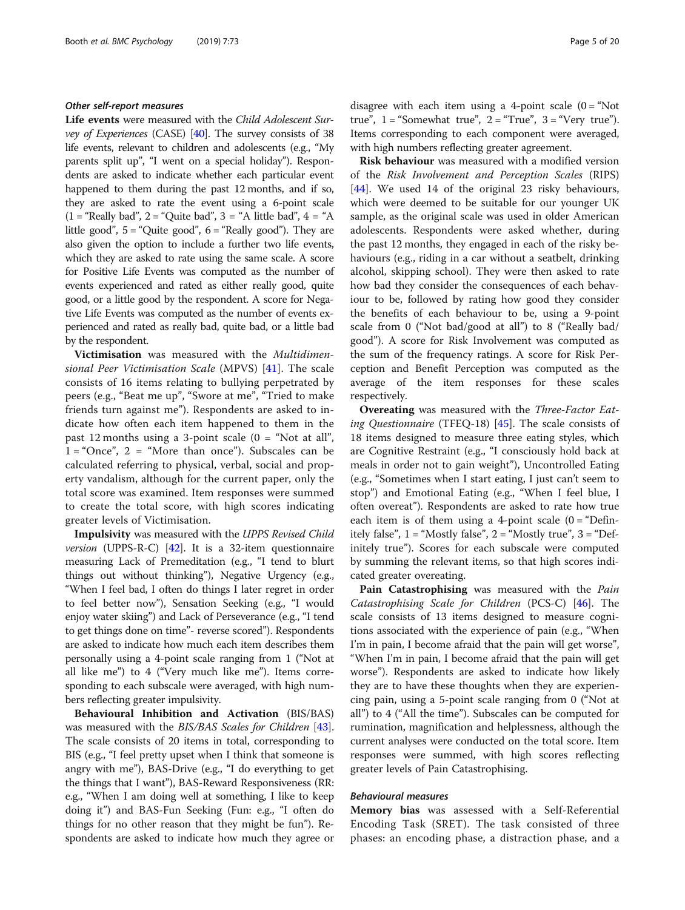#### Other self-report measures

**Life events** were measured with the *Child Adolescent Survey of Experiences* (CASE) [40]. The survey consists of 38 life events, relevant to children and adolescents (e.g., "My parents split up", "I went on a special holiday"). Respondents are asked to indicate whether each particular event happened to them during the past 12 months, and if so, they are asked to rate the event using a 6-point scale (1 = "Really bad", 2 = "Quite bad", 3 = "A little bad", 4 = "A little good", 5 = "Quite good", 6 = "Really good"). They are also given the option to include a further two life events, which they are asked to rate using the same scale. A score for Positive Life Events was computed as the number of events experienced and rated as either really good, quite good, or a little good by the respondent. A score for Negative Life Events was computed as the number of events experienced and rated as really bad, quite bad, or a little bad by the respondent.

**Victimisation** was measured with the *Multidimensional Peer Victimisation Scale* (MPVS) [41]. The scale consists of 16 items relating to bullying perpetrated by peers (e.g., "Beat me up", "Swore at me", "Tried to make friends turn against me"). Respondents are asked to indicate how often each item happened to them in the past 12 months using a 3-point scale (0 = "Not at all", 1 = "Once", 2 = "More than once"). Subscales can be calculated referring to physical, verbal, social and property vandalism, although for the current paper, only the total score was examined. Item responses were summed to create the total score, with high scores indicating greater levels of Victimisation.

**Impulsivity** was measured with the *UPPS Revised Child version* (UPPS-R-C) [42]. It is a 32-item questionnaire measuring Lack of Premeditation (e.g., "I tend to blurt things out without thinking"), Negative Urgency (e.g., "When I feel bad, I often do things I later regret in order to feel better now"), Sensation Seeking (e.g., "I would enjoy water skiing") and Lack of Perseverance (e.g., "I tend to get things done on time"- reverse scored"). Respondents are asked to indicate how much each item describes them personally using a 4-point scale ranging from 1 ("Not at all like me") to 4 ("Very much like me"). Items corresponding to each subscale were averaged, with high numbers reflecting greater impulsivity.

**Behavioural Inhibition and Activation** (BIS/BAS) was measured with the *BIS/BAS Scales for Children* [43]. The scale consists of 20 items in total, corresponding to BIS (e.g., "I feel pretty upset when I think that someone is angry with me"), BAS-Drive (e.g., "I do everything to get the things that I want"), BAS-Reward Responsiveness (RR: e.g., "When I am doing well at something, I like to keep doing it") and BAS-Fun Seeking (Fun: e.g., "I often do things for no other reason that they might be fun"). Respondents are asked to indicate how much they agree or disagree with each item using a 4-point scale (0 = "Not true", 1 = "Somewhat true", 2 = "True", 3 = "Very true"). Items corresponding to each component were averaged, with high numbers reflecting greater agreement.

**Risk behaviour** was measured with a modified version of the *Risk Involvement and Perception Scales* (RIPS) [44]. We used 14 of the original 23 risky behaviours, which were deemed to be suitable for our younger UK sample, as the original scale was used in older American adolescents. Respondents were asked whether, during the past 12 months, they engaged in each of the risky behaviours (e.g., riding in a car without a seatbelt, drinking alcohol, skipping school). They were then asked to rate how bad they consider the consequences of each behaviour to be, followed by rating how good they consider the benefits of each behaviour to be, using a 9-point scale from 0 ("Not bad/good at all") to 8 ("Really bad/good"). A score for Risk Involvement was computed as the sum of the frequency ratings. A score for Risk Perception and Benefit Perception was computed as the average of the item responses for these scales respectively.

**Overeating** was measured with the *Three-Factor Eating Questionnaire* (TFEQ-18) [45]. The scale consists of 18 items designed to measure three eating styles, which are Cognitive Restraint (e.g., "I consciously hold back at meals in order not to gain weight"), Uncontrolled Eating (e.g., "Sometimes when I start eating, I just can't seem to stop") and Emotional Eating (e.g., "When I feel blue, I often overeat"). Respondents are asked to rate how true each item is of them using a 4-point scale (0 = "Definitely false", 1 = "Mostly false", 2 = "Mostly true", 3 = "Definitely true"). Scores for each subscale were computed by summing the relevant items, so that high scores indicated greater overeating.

**Pain Catastrophising** was measured with the *Pain Catastrophising Scale for Children* (PCS-C) [46]. The scale consists of 13 items designed to measure cognitions associated with the experience of pain (e.g., "When I'm in pain, I become afraid that the pain will get worse", "When I'm in pain, I become afraid that the pain will get worse"). Respondents are asked to indicate how likely they are to have these thoughts when they are experiencing pain, using a 5-point scale ranging from 0 ("Not at all") to 4 ("All the time"). Subscales can be computed for rumination, magnification and helplessness, although the current analyses were conducted on the total score. Item responses were summed, with high scores reflecting greater levels of Pain Catastrophising.

#### Behavioural measures

**Memory bias** was assessed with a Self-Referential Encoding Task (SRET). The task consisted of three phases: an encoding phase, a distraction phase, and a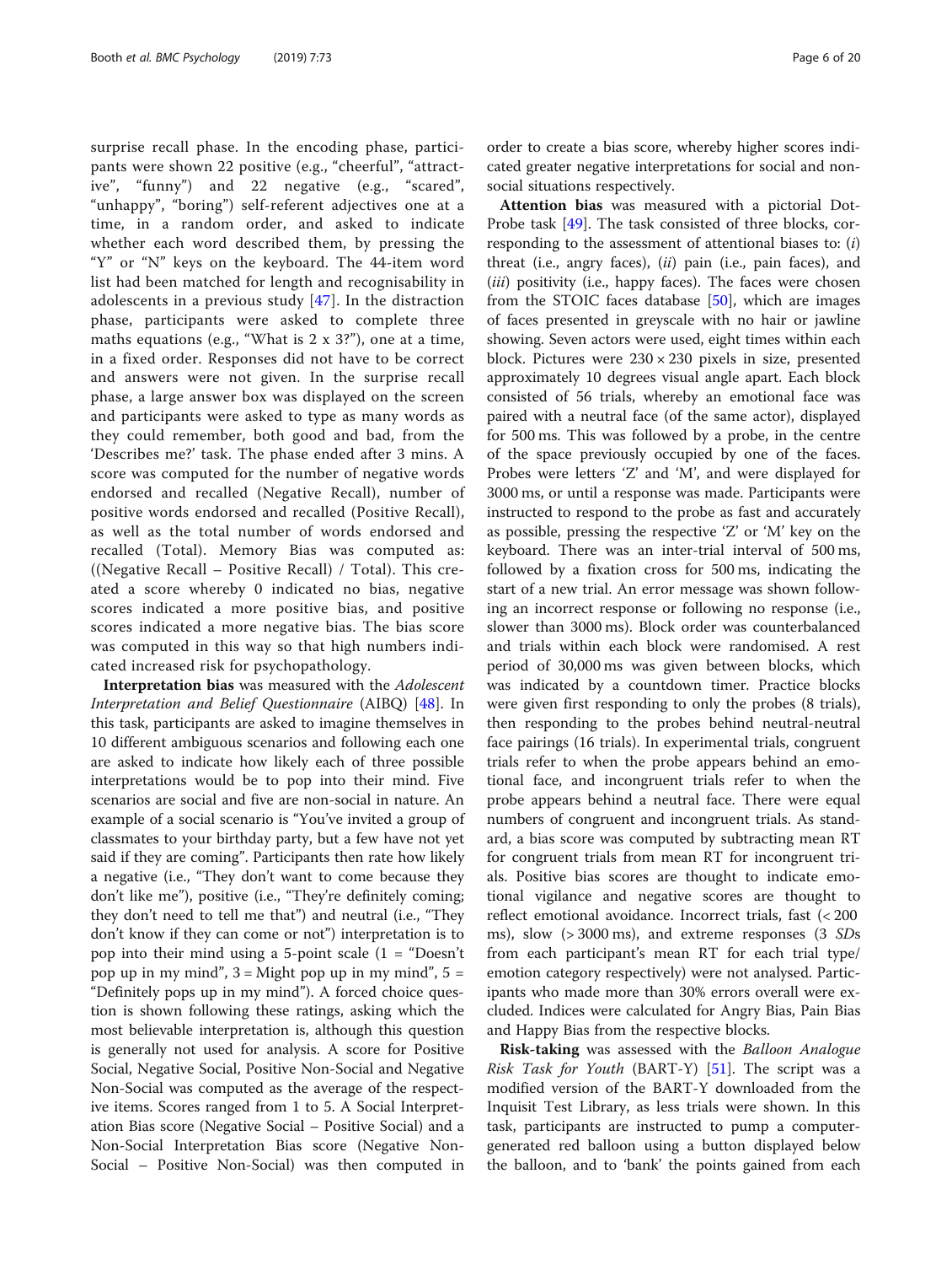surprise recall phase. In the encoding phase, participants were shown 22 positive (e.g., "cheerful", "attractive", "funny") and 22 negative (e.g., "scared", "unhappy", "boring") self-referent adjectives one at a time, in a random order, and asked to indicate whether each word described them, by pressing the "Y" or "N" keys on the keyboard. The 44-item word list had been matched for length and recognisability in adolescents in a previous study [47]. In the distraction phase, participants were asked to complete three maths equations (e.g., "What is 2 x 3?"), one at a time, in a fixed order. Responses did not have to be correct and answers were not given. In the surprise recall phase, a large answer box was displayed on the screen and participants were asked to type as many words as they could remember, both good and bad, from the 'Describes me?' task. The phase ended after 3 mins. A score was computed for the number of negative words endorsed and recalled (Negative Recall), number of positive words endorsed and recalled (Positive Recall), as well as the total number of words endorsed and recalled (Total). Memory Bias was computed as: ((Negative Recall – Positive Recall) / Total). This created a score whereby 0 indicated no bias, negative scores indicated a more positive bias, and positive scores indicated a more negative bias. The bias score was computed in this way so that high numbers indicated increased risk for psychopathology.

**Interpretation bias** was measured with the *Adolescent Interpretation and Belief Questionnaire* (AIBQ) [48]. In this task, participants are asked to imagine themselves in 10 different ambiguous scenarios and following each one are asked to indicate how likely each of three possible interpretations would be to pop into their mind. Five scenarios are social and five are non-social in nature. An example of a social scenario is "You've invited a group of classmates to your birthday party, but a few have not yet said if they are coming". Participants then rate how likely a negative (i.e., "They don't want to come because they don't like me"), positive (i.e., "They're definitely coming; they don't need to tell me that") and neutral (i.e., "They don't know if they can come or not") interpretation is to pop into their mind using a 5-point scale (1 = "Doesn't pop up in my mind", 3 = Might pop up in my mind", 5 = "Definitely pops up in my mind"). A forced choice question is shown following these ratings, asking which the most believable interpretation is, although this question is generally not used for analysis. A score for Positive Social, Negative Social, Positive Non-Social and Negative Non-Social was computed as the average of the respective items. Scores ranged from 1 to 5. A Social Interpretation Bias score (Negative Social – Positive Social) and a Non-Social Interpretation Bias score (Negative Non-Social – Positive Non-Social) was then computed in order to create a bias score, whereby higher scores indicated greater negative interpretations for social and non-social situations respectively.

**Attention bias** was measured with a pictorial Dot-Probe task [49]. The task consisted of three blocks, corresponding to the assessment of attentional biases to: (*i*) threat (i.e., angry faces), (*ii*) pain (i.e., pain faces), and (*iii*) positivity (i.e., happy faces). The faces were chosen from the STOIC faces database [50], which are images of faces presented in greyscale with no hair or jawline showing. Seven actors were used, eight times within each block. Pictures were $230 \times 230$ pixels in size, presented approximately 10 degrees visual angle apart. Each block consisted of 56 trials, whereby an emotional face was paired with a neutral face (of the same actor), displayed for 500 ms. This was followed by a probe, in the centre of the space previously occupied by one of the faces. Probes were letters 'Z' and 'M', and were displayed for 3000 ms, or until a response was made. Participants were instructed to respond to the probe as fast and accurately as possible, pressing the respective 'Z' or 'M' key on the keyboard. There was an inter-trial interval of 500 ms, followed by a fixation cross for 500 ms, indicating the start of a new trial. An error message was shown following an incorrect response or following no response (i.e., slower than 3000 ms). Block order was counterbalanced and trials within each block were randomised. A rest period of 30,000 ms was given between blocks, which was indicated by a countdown timer. Practice blocks were given first responding to only the probes (8 trials), then responding to the probes behind neutral-neutral face pairings (16 trials). In experimental trials, congruent trials refer to when the probe appears behind an emotional face, and incongruent trials refer to when the probe appears behind a neutral face. There were equal numbers of congruent and incongruent trials. As standard, a bias score was computed by subtracting mean RT for congruent trials from mean RT for incongruent trials. Positive bias scores are thought to indicate emotional vigilance and negative scores are thought to reflect emotional avoidance. Incorrect trials, fast (< 200 ms), slow (> 3000 ms), and extreme responses (3 *SD*s from each participant's mean RT for each trial type/emotion category respectively) were not analysed. Participants who made more than 30% errors overall were excluded. Indices were calculated for Angry Bias, Pain Bias and Happy Bias from the respective blocks.

**Risk-taking** was assessed with the *Balloon Analogue Risk Task for Youth* (BART-Y) [51]. The script was a modified version of the BART-Y downloaded from the Inquisit Test Library, as less trials were shown. In this task, participants are instructed to pump a computer-generated red balloon using a button displayed below the balloon, and to 'bank' the points gained from each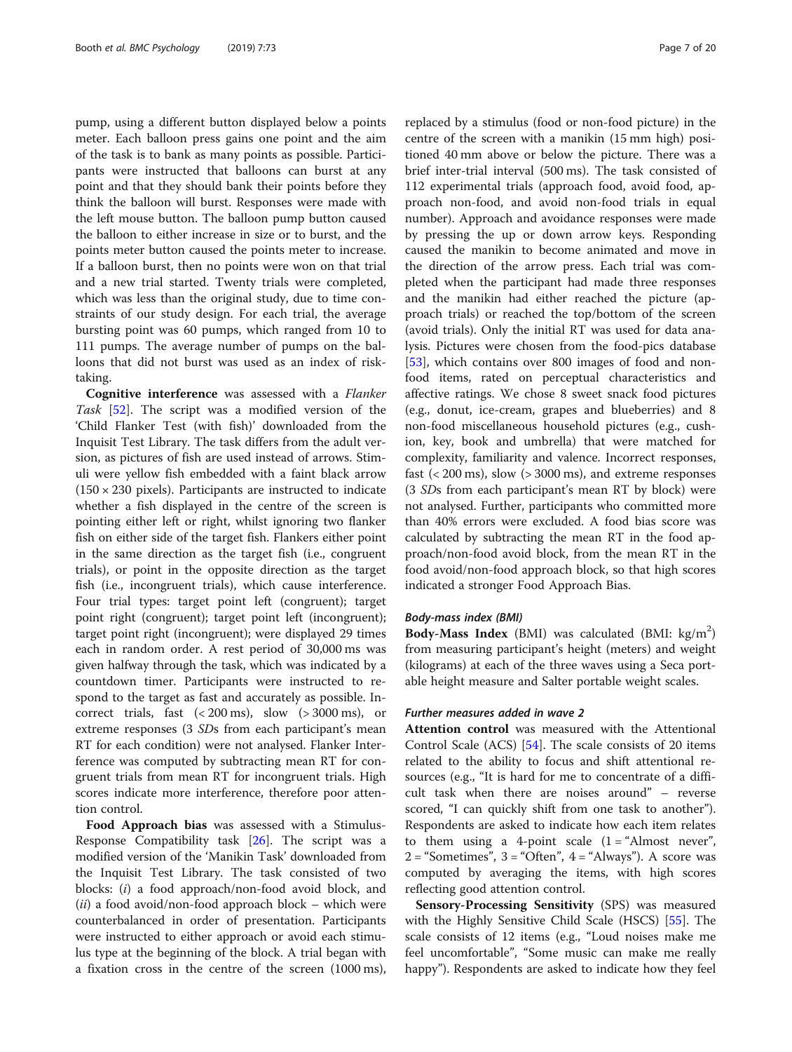pump, using a different button displayed below a points meter. Each balloon press gains one point and the aim of the task is to bank as many points as possible. Participants were instructed that balloons can burst at any point and that they should bank their points before they think the balloon will burst. Responses were made with the left mouse button. The balloon pump button caused the balloon to either increase in size or to burst, and the points meter button caused the points meter to increase. If a balloon burst, then no points were won on that trial and a new trial started. Twenty trials were completed, which was less than the original study, due to time constraints of our study design. For each trial, the average bursting point was 60 pumps, which ranged from 10 to 111 pumps. The average number of pumps on the balloons that did not burst was used as an index of risk-taking.

**Cognitive interference** was assessed with a *Flanker Task* [52]. The script was a modified version of the 'Child Flanker Test (with fish)' downloaded from the Inquisit Test Library. The task differs from the adult version, as pictures of fish are used instead of arrows. Stimuli were yellow fish embedded with a faint black arrow (150 × 230 pixels). Participants are instructed to indicate whether a fish displayed in the centre of the screen is pointing either left or right, whilst ignoring two flanker fish on either side of the target fish. Flankers either point in the same direction as the target fish (i.e., congruent trials), or point in the opposite direction as the target fish (i.e., incongruent trials), which cause interference. Four trial types: target point left (congruent); target point right (congruent); target point left (incongruent); target point right (incongruent); were displayed 29 times each in random order. A rest period of 30,000 ms was given halfway through the task, which was indicated by a countdown timer. Participants were instructed to respond to the target as fast and accurately as possible. Incorrect trials, fast (< 200 ms), slow (> 3000 ms), or extreme responses (3 *SD*s from each participant's mean RT for each condition) were not analysed. Flanker Interference was computed by subtracting mean RT for congruent trials from mean RT for incongruent trials. High scores indicate more interference, therefore poor attention control.

**Food Approach bias** was assessed with a Stimulus-Response Compatibility task [26]. The script was a modified version of the 'Manikin Task' downloaded from the Inquisit Test Library. The task consisted of two blocks: (*i*) a food approach/non-food avoid block, and (*ii*) a food avoid/non-food approach block – which were counterbalanced in order of presentation. Participants were instructed to either approach or avoid each stimulus type at the beginning of the block. A trial began with a fixation cross in the centre of the screen (1000 ms), replaced by a stimulus (food or non-food picture) in the centre of the screen with a manikin (15 mm high) positioned 40 mm above or below the picture. There was a brief inter-trial interval (500 ms). The task consisted of 112 experimental trials (approach food, avoid food, approach non-food, and avoid non-food trials in equal number). Approach and avoidance responses were made by pressing the up or down arrow keys. Responding caused the manikin to become animated and move in the direction of the arrow press. Each trial was completed when the participant had made three responses and the manikin had either reached the picture (approach trials) or reached the top/bottom of the screen (avoid trials). Only the initial RT was used for data analysis. Pictures were chosen from the food-pics database [53], which contains over 800 images of food and non-food items, rated on perceptual characteristics and affective ratings. We chose 8 sweet snack food pictures (e.g., donut, ice-cream, grapes and blueberries) and 8 non-food miscellaneous household pictures (e.g., cushion, key, book and umbrella) that were matched for complexity, familiarity and valence. Incorrect responses, fast (< 200 ms), slow (> 3000 ms), and extreme responses (3 *SD*s from each participant's mean RT by block) were not analysed. Further, participants who committed more than 40% errors were excluded. A food bias score was calculated by subtracting the mean RT in the food approach/non-food avoid block, from the mean RT in the food avoid/non-food approach block, so that high scores indicated a stronger Food Approach Bias.

#### *Body-mass index (BMI)*

**Body-Mass Index** (BMI) was calculated (BMI: $kg/m^2$) from measuring participant's height (meters) and weight (kilograms) at each of the three waves using a Seca portable height measure and Salter portable weight scales.

#### *Further measures added in wave 2*

**Attention control** was measured with the Attentional Control Scale (ACS) [54]. The scale consists of 20 items related to the ability to focus and shift attentional resources (e.g., "It is hard for me to concentrate of a difficult task when there are noises around" – reverse scored, "I can quickly shift from one task to another"). Respondents are asked to indicate how each item relates to them using a 4-point scale (1 = "Almost never", 2 = "Sometimes", 3 = "Often", 4 = "Always"). A score was computed by averaging the items, with high scores reflecting good attention control.

**Sensory-Processing Sensitivity** (SPS) was measured with the Highly Sensitive Child Scale (HSCS) [55]. The scale consists of 12 items (e.g., "Loud noises make me feel uncomfortable", "Some music can make me really happy"). Respondents are asked to indicate how they feel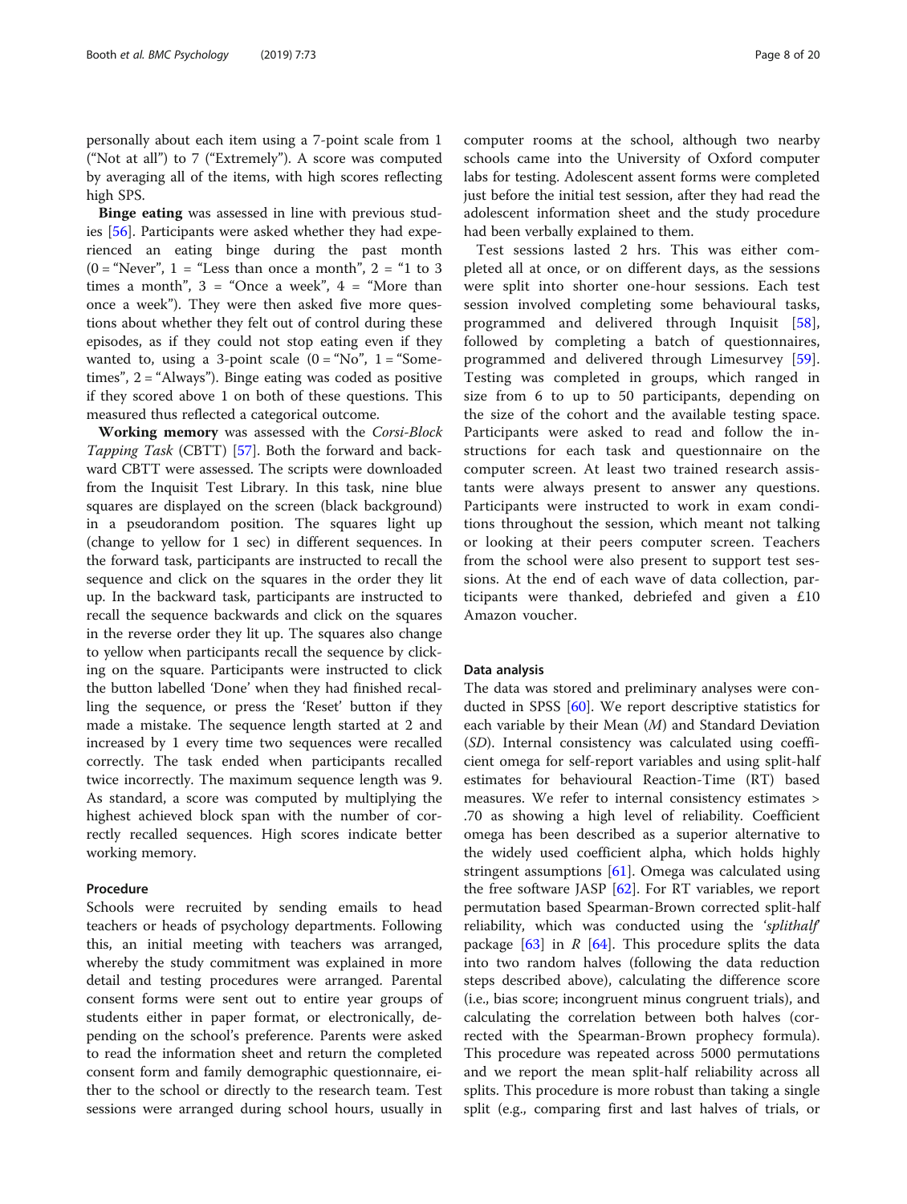personally about each item using a 7-point scale from 1 ("Not at all") to 7 ("Extremely"). A score was computed by averaging all of the items, with high scores reflecting high SPS.

**Binge eating** was assessed in line with previous studies [56]. Participants were asked whether they had experienced an eating binge during the past month (0 = "Never", 1 = "Less than once a month", 2 = "1 to 3 times a month", 3 = "Once a week", 4 = "More than once a week"). They were then asked five more questions about whether they felt out of control during these episodes, as if they could not stop eating even if they wanted to, using a 3-point scale (0 = "No", 1 = "Sometimes", 2 = "Always"). Binge eating was coded as positive if they scored above 1 on both of these questions. This measured thus reflected a categorical outcome.

**Working memory** was assessed with the *Corsi-Block Tapping Task* (CBTT) [57]. Both the forward and backward CBTT were assessed. The scripts were downloaded from the Inquisit Test Library. In this task, nine blue squares are displayed on the screen (black background) in a pseudorandom position. The squares light up (change to yellow for 1 sec) in different sequences. In the forward task, participants are instructed to recall the sequence and click on the squares in the order they lit up. In the backward task, participants are instructed to recall the sequence backwards and click on the squares in the reverse order they lit up. The squares also change to yellow when participants recall the sequence by clicking on the square. Participants were instructed to click the button labelled 'Done' when they had finished recalling the sequence, or press the 'Reset' button if they made a mistake. The sequence length started at 2 and increased by 1 every time two sequences were recalled correctly. The task ended when participants recalled twice incorrectly. The maximum sequence length was 9. As standard, a score was computed by multiplying the highest achieved block span with the number of correctly recalled sequences. High scores indicate better working memory.

### Procedure

Schools were recruited by sending emails to head teachers or heads of psychology departments. Following this, an initial meeting with teachers was arranged, whereby the study commitment was explained in more detail and testing procedures were arranged. Parental consent forms were sent out to entire year groups of students either in paper format, or electronically, depending on the school's preference. Parents were asked to read the information sheet and return the completed consent form and family demographic questionnaire, either to the school or directly to the research team. Test sessions were arranged during school hours, usually in computer rooms at the school, although two nearby schools came into the University of Oxford computer labs for testing. Adolescent assent forms were completed just before the initial test session, after they had read the adolescent information sheet and the study procedure had been verbally explained to them.

Test sessions lasted 2 hrs. This was either completed all at once, or on different days, as the sessions were split into shorter one-hour sessions. Each test session involved completing some behavioural tasks, programmed and delivered through Inquisit [58], followed by completing a batch of questionnaires, programmed and delivered through Limesurvey [59]. Testing was completed in groups, which ranged in size from 6 to up to 50 participants, depending on the size of the cohort and the available testing space. Participants were asked to read and follow the instructions for each task and questionnaire on the computer screen. At least two trained research assistants were always present to answer any questions. Participants were instructed to work in exam conditions throughout the session, which meant not talking or looking at their peers computer screen. Teachers from the school were also present to support test sessions. At the end of each wave of data collection, participants were thanked, debriefed and given a £10 Amazon voucher.

### Data analysis

The data was stored and preliminary analyses were conducted in SPSS [60]. We report descriptive statistics for each variable by their Mean (*M*) and Standard Deviation (*SD*). Internal consistency was calculated using coefficient omega for self-report variables and using split-half estimates for behavioural Reaction-Time (RT) based measures. We refer to internal consistency estimates > .70 as showing a high level of reliability. Coefficient omega has been described as a superior alternative to the widely used coefficient alpha, which holds highly stringent assumptions [61]. Omega was calculated using the free software JASP [62]. For RT variables, we report permutation based Spearman-Brown corrected split-half reliability, which was conducted using the *'splithalf'* package [63] in *R* [64]. This procedure splits the data into two random halves (following the data reduction steps described above), calculating the difference score (i.e., bias score; incongruent minus congruent trials), and calculating the correlation between both halves (corrected with the Spearman-Brown prophecy formula). This procedure was repeated across 5000 permutations and we report the mean split-half reliability across all splits. This procedure is more robust than taking a single split (e.g., comparing first and last halves of trials, or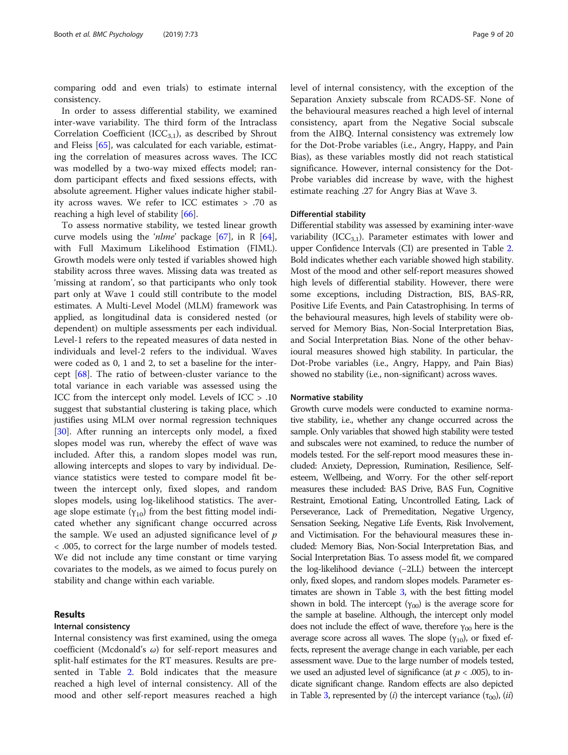comparing odd and even trials) to estimate internal consistency.

In order to assess differential stability, we examined inter-wave variability. The third form of the Intraclass Correlation Coefficient ($ICC_{3,1}$), as described by Shrout and Fleiss [65], was calculated for each variable, estimating the correlation of measures across waves. The ICC was modelled by a two-way mixed effects model; random participant effects and fixed sessions effects, with absolute agreement. Higher values indicate higher stability across waves. We refer to ICC estimates > .70 as reaching a high level of stability [66].

To assess normative stability, we tested linear growth curve models using the '*nlme*' package [67], in R [64], with Full Maximum Likelihood Estimation (FIML). Growth models were only tested if variables showed high stability across three waves. Missing data was treated as 'missing at random', so that participants who only took part only at Wave 1 could still contribute to the model estimates. A Multi-Level Model (MLM) framework was applied, as longitudinal data is considered nested (or dependent) on multiple assessments per each individual. Level-1 refers to the repeated measures of data nested in individuals and level-2 refers to the individual. Waves were coded as 0, 1 and 2, to set a baseline for the intercept [68]. The ratio of between-cluster variance to the total variance in each variable was assessed using the ICC from the intercept only model. Levels of ICC > .10 suggest that substantial clustering is taking place, which justifies using MLM over normal regression techniques [30]. After running an intercepts only model, a fixed slopes model was run, whereby the effect of wave was included. After this, a random slopes model was run, allowing intercepts and slopes to vary by individual. Deviance statistics were tested to compare model fit between the intercept only, fixed slopes, and random slopes models, using log-likelihood statistics. The average slope estimate ($\gamma_{10}$) from the best fitting model indicated whether any significant change occurred across the sample. We used an adjusted significance level of $p < .005$, to correct for the large number of models tested. We did not include any time constant or time varying covariates to the models, as we aimed to focus purely on stability and change within each variable.

## Results

### Internal consistency

Internal consistency was first examined, using the omega coefficient (Mcdonald's $\omega$) for self-report measures and split-half estimates for the RT measures. Results are presented in Table 2. Bold indicates that the measure reached a high level of internal consistency. All of the mood and other self-report measures reached a high level of internal consistency, with the exception of the Separation Anxiety subscale from RCADS-SF. None of the behavioural measures reached a high level of internal consistency, apart from the Negative Social subscale from the AIBQ. Internal consistency was extremely low for the Dot-Probe variables (i.e., Angry, Happy, and Pain Bias), as these variables mostly did not reach statistical significance. However, internal consistency for the Dot-Probe variables did increase by wave, with the highest estimate reaching .27 for Angry Bias at Wave 3.

### Differential stability

Differential stability was assessed by examining inter-wave variability ($ICC_{3,1}$). Parameter estimates with lower and upper Confidence Intervals (CI) are presented in Table 2. Bold indicates whether each variable showed high stability. Most of the mood and other self-report measures showed high levels of differential stability. However, there were some exceptions, including Distraction, BIS, BAS-RR, Positive Life Events, and Pain Catastrophising. In terms of the behavioural measures, high levels of stability were observed for Memory Bias, Non-Social Interpretation Bias, and Social Interpretation Bias. None of the other behavioural measures showed high stability. In particular, the Dot-Probe variables (i.e., Angry, Happy, and Pain Bias) showed no stability (i.e., non-significant) across waves.

### Normative stability

Growth curve models were conducted to examine normative stability, i.e., whether any change occurred across the sample. Only variables that showed high stability were tested and subscales were not examined, to reduce the number of models tested. For the self-report mood measures these included: Anxiety, Depression, Rumination, Resilience, Self-esteem, Wellbeing, and Worry. For the other self-report measures these included: BAS Drive, BAS Fun, Cognitive Restraint, Emotional Eating, Uncontrolled Eating, Lack of Perseverance, Lack of Premeditation, Negative Urgency, Sensation Seeking, Negative Life Events, Risk Involvement, and Victimisation. For the behavioural measures these included: Memory Bias, Non-Social Interpretation Bias, and Social Interpretation Bias. To assess model fit, we compared the log-likelihood deviance (−2LL) between the intercept only, fixed slopes, and random slopes models. Parameter estimates are shown in Table 3, with the best fitting model shown in bold. The intercept ($\gamma_{00}$) is the average score for the sample at baseline. Although, the intercept only model does not include the effect of wave, therefore $\gamma_{00}$ here is the average score across all waves. The slope ($\gamma_{10}$), or fixed effects, represent the average change in each variable, per each assessment wave. Due to the large number of models tested, we used an adjusted level of significance (at $p < .005$), to indicate significant change. Random effects are also depicted in Table 3, represented by (*i*) the intercept variance ($\tau_{00}$), (*ii*)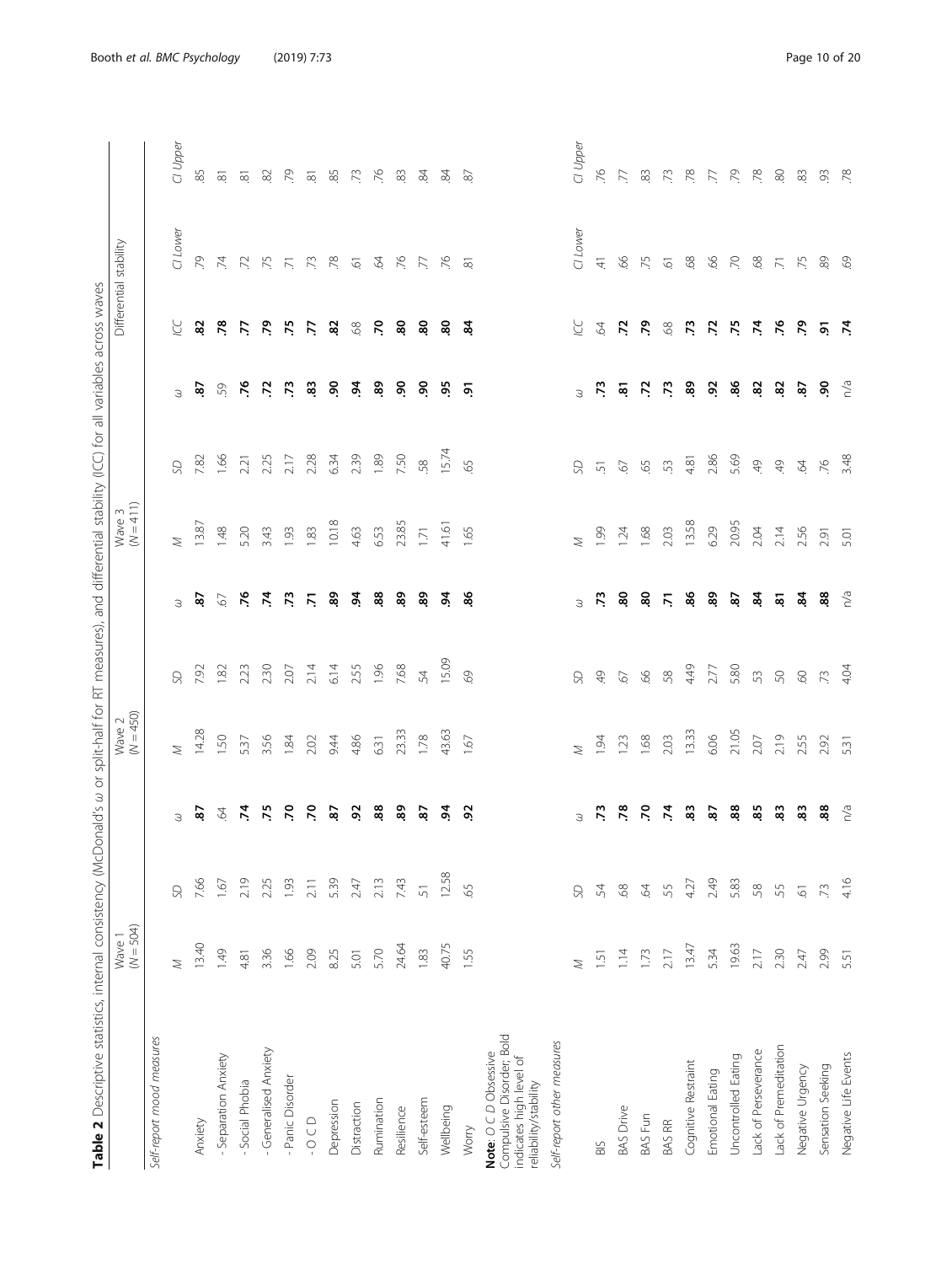**Table 2** Descriptive statistics, internal consistency (McDonald's ω or split-half for RT measures), and differential stability (ICC) for all variables across waves

| | Wave 1 ($N = 504$) | | | Wave 2 ($N = 450$) | | | Wave 3 ($N = 411$) | | | Differential stability | | |
|---|---|---|---|---|---|---|---|---|---|---|---|---|
| *Self-report mood measures* | *M* | *SD* | *ω* | *M* | *SD* | *ω* | *M* | *SD* | *ω* | *ICC* | *CI Lower* | *CI Upper* |
| Anxiety | 13.40 | 7.66 | **.87** | 14.28 | 7.92 | **.87** | 13.87 | 7.82 | **.87** | **.82** | .79 | .85 |
| - Separation Anxiety | 1.49 | 1.67 | .64 | 1.50 | 1.82 | .67 | 1.48 | 1.66 | .59 | **.78** | .74 | .81 |
| - Social Phobia | 4.81 | 2.19 | **.74** | 5.37 | 2.23 | **.76** | 5.20 | 2.21 | **.76** | **.77** | .72 | .81 |
| - Generalised Anxiety | 3.36 | 2.25 | **.75** | 3.56 | 2.30 | **.74** | 3.43 | 2.25 | **.72** | **.79** | .75 | .82 |
| - Panic Disorder | 1.66 | 1.93 | **.70** | 1.84 | 2.07 | **.73** | 1.93 | 2.17 | **.73** | **.75** | .71 | .79 |
| - O C D | 2.09 | 2.11 | **.70** | 2.02 | 2.14 | **.71** | 1.83 | 2.28 | **.83** | **.77** | .73 | .81 |
| Depression | 8.25 | 5.39 | **.87** | 9.44 | 6.14 | **.89** | 10.18 | 6.34 | **.90** | **.82** | .78 | .85 |
| Distraction | 5.01 | 2.47 | **.92** | 4.86 | 2.55 | **.94** | 4.63 | 2.39 | **.94** | .68 | .61 | .73 |
| Rumination | 5.70 | 2.13 | **.88** | 6.31 | 1.96 | **.88** | 6.53 | 1.89 | **.89** | **.70** | .64 | .76 |
| Resilience | 24.64 | 7.43 | **.89** | 23.33 | 7.68 | **.89** | 23.85 | 7.50 | **.90** | **.80** | .76 | .83 |
| Self-esteem | 1.83 | .51 | **.87** | 1.78 | .54 | **.89** | 1.71 | .58 | **.90** | **.80** | .77 | .84 |
| Wellbeing | 40.75 | 12.58 | **.94** | 43.63 | 15.09 | **.94** | 41.61 | 15.74 | **.95** | **.80** | .76 | .84 |
| Worry | 1.55 | .65 | **.92** | 1.67 | .69 | **.86** | 1.65 | .65 | **.91** | **.84** | .81 | .87 |
| *Self-report other measures* | *M* | *SD* | *ω* | *M* | *SD* | *ω* | *M* | *SD* | *ω* | *ICC* | *CI Lower* | *CI Upper* |
| BIS | 1.51 | .54 | **.73** | 1.94 | .49 | **.73** | 1.99 | .51 | **.73** | .64 | .41 | .76 |
| BAS Drive | 1.14 | .68 | **.78** | 1.23 | .67 | **.80** | 1.24 | .67 | **.81** | **.72** | .66 | .77 |
| BAS Fun | 1.73 | .64 | **.70** | 1.68 | .66 | **.80** | 1.68 | .65 | **.72** | **.79** | .75 | .83 |
| BAS RR | 2.17 | .55 | **.74** | 2.03 | .58 | **.71** | 2.03 | .53 | **.73** | .68 | .61 | .73 |
| Cognitive Restraint | 13.47 | 4.27 | **.83** | 13.33 | 4.49 | **.86** | 13.58 | 4.81 | **.89** | **.73** | .68 | .78 |
| Emotional Eating | 5.34 | 2.49 | **.87** | 6.06 | 2.77 | **.89** | 6.29 | 2.86 | **.92** | **.72** | .66 | .77 |
| Uncontrolled Eating | 19.63 | 5.83 | **.88** | 21.05 | 5.80 | **.87** | 20.95 | 5.69 | **.86** | **.75** | .70 | .79 |
| Lack of Perseverance | 2.17 | .58 | **.85** | 2.07 | .53 | **.84** | 2.04 | .49 | **.82** | **.74** | .68 | .78 |
| Lack of Premeditation | 2.30 | .55 | **.83** | 2.19 | .50 | **.81** | 2.14 | .49 | **.82** | **.76** | .71 | .80 |
| Negative Urgency | 2.47 | .61 | **.83** | 2.55 | .60 | **.84** | 2.56 | .64 | **.87** | **.79** | .75 | .83 |
| Sensation Seeking | 2.99 | .73 | **.88** | 2.92 | .73 | **.88** | 2.91 | .76 | **.90** | **.91** | .89 | .93 |
| Negative Life Events | 5.51 | 4.16 | n/a | 5.31 | 4.04 | n/a | 5.01 | 3.48 | n/a | **.74** | .69 | .78 |

**Note**: *O C D* Obsessive Compulsive Disorder; Bold indicates high level of reliability/stability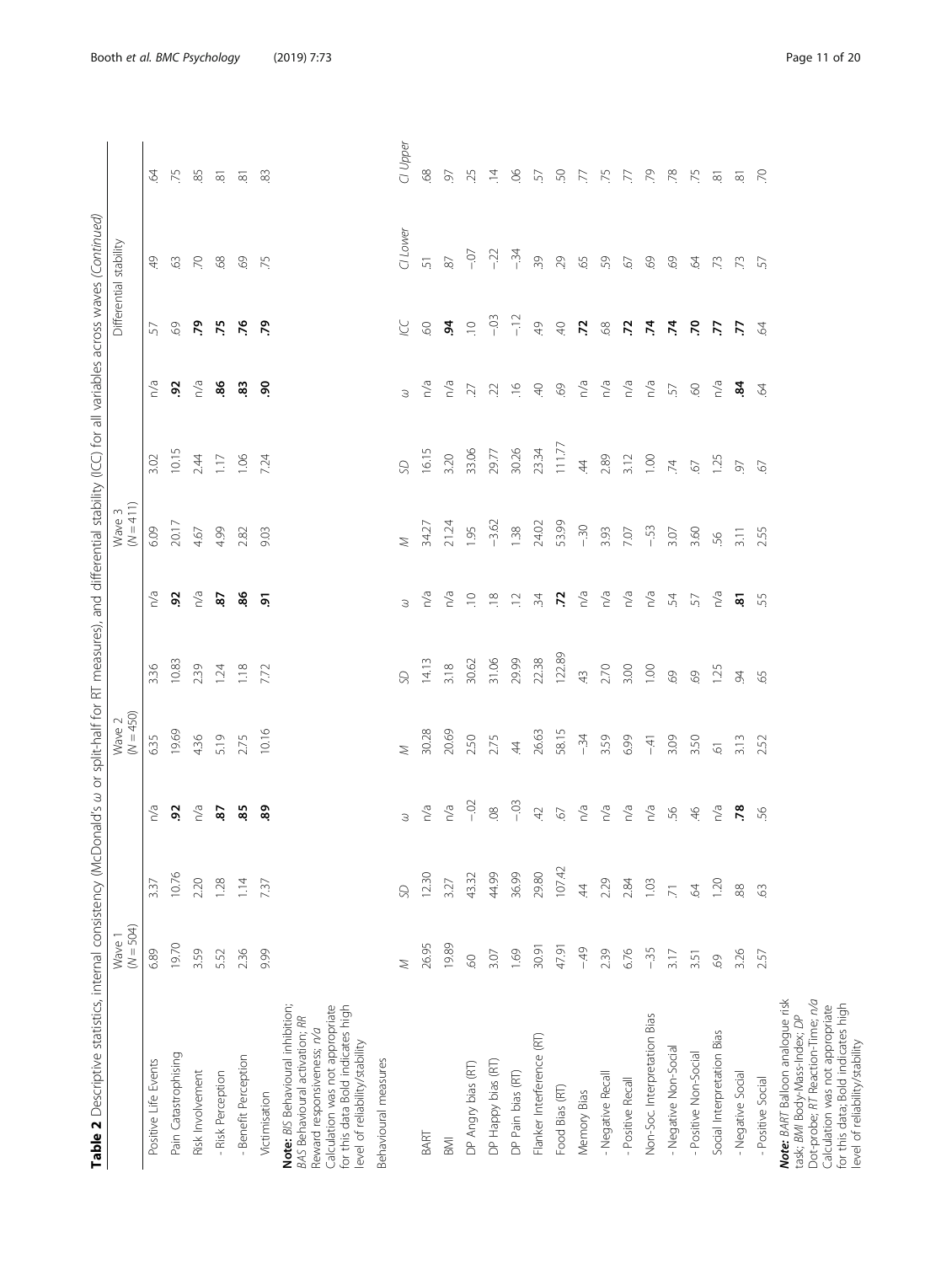**Table 2** Descriptive statistics, internal consistency (McDonald's ω or split-half for RT measures), and differential stability (ICC) for all variables across waves *(Continued)*

| | Wave 1 ($N = 504$) | | | Wave 2 ($N = 450$) | | | Wave 3 ($N = 411$) | | | Differential stability | | |
|---|---|---|---|---|---|---|---|---|---|---|---|---|
| Positive Life Events | 6.89 | 3.37 | n/a | 6.35 | 3.36 | n/a | 6.09 | 3.02 | n/a | .57 | .49 | .64 |
| Pain Catastrophising | 19.70 | 10.76 | **.92** | 19.69 | 10.83 | **.92** | 20.17 | 10.15 | **.92** | .69 | .63 | .75 |
| Risk Involvement | 3.59 | 2.20 | n/a | 4.36 | 2.39 | n/a | 4.67 | 2.44 | n/a | **.79** | .70 | .85 |
| - Risk Perception | 5.52 | 1.28 | **.87** | 5.19 | 1.24 | **.87** | 4.99 | 1.17 | **.86** | **.75** | .68 | .81 |
| - Benefit Perception | 2.36 | 1.14 | **.85** | 2.75 | 1.18 | **.86** | 2.82 | 1.06 | **.83** | **.76** | .69 | .81 |
| Victimisation | 9.99 | 7.37 | **.89** | 10.16 | 7.72 | **.91** | 9.03 | 7.24 | **.90** | **.79** | .75 | .83 |

**Note:** *BIS* Behavioural inhibition; *BAS* Behavioural activation; *RR* Reward responsiveness; *n/a* Calculation was not appropriate for this data Bold indicates high level of reliability/stability

| Behavioural measures | *M* | *SD* | *ω* | *M* | *SD* | *ω* | *M* | *SD* | *ω* | *ICC* | *CI Lower* | *CI Upper* |
|---|---|---|---|---|---|---|---|---|---|---|---|---|
| BART | 26.95 | 12.30 | n/a | 30.28 | 14.13 | n/a | 34.27 | 16.15 | n/a | .60 | .51 | .68 |
| BMI | 19.89 | 3.27 | n/a | 20.69 | 3.18 | n/a | 21.24 | 3.20 | n/a | **.94** | .87 | .97 |
| DP Angry bias (RT) | .60 | 43.32 | −.02 | 2.50 | 30.62 | .10 | 1.95 | 33.06 | .27 | .10 | −.07 | .25 |
| DP Happy bias (RT) | 3.07 | 44.99 | .08 | 2.75 | 31.06 | .18 | −3.62 | 29.77 | .22 | −.03 | −.22 | .14 |
| DP Pain bias (RT) | 1.69 | 36.99 | −.03 | .44 | 29.99 | .12 | 1.38 | 30.26 | .16 | −.12 | −.34 | .06 |
| Flanker Interference (RT) | 30.91 | 29.80 | .42 | 26.63 | 22.38 | .34 | 24.02 | 23.34 | .40 | .49 | .39 | .57 |
| Food Bias (RT) | 47.91 | 107.42 | .67 | 58.15 | 122.89 | **.72** | 53.99 | 111.77 | .69 | .40 | .29 | .50 |
| Memory Bias | −.49 | .44 | n/a | −.34 | .43 | n/a | −.30 | .44 | n/a | **.72** | .65 | .77 |
| - Negative Recall | 2.39 | 2.29 | n/a | 3.59 | 2.70 | n/a | 3.93 | 2.89 | n/a | .68 | .59 | .75 |
| - Positive Recall | 6.76 | 2.84 | n/a | 6.99 | 3.00 | n/a | 7.07 | 3.12 | n/a | **.72** | .67 | .77 |
| Non-Soc. Interpretation Bias | −.35 | 1.03 | n/a | −.41 | 1.00 | n/a | −.53 | 1.00 | n/a | **.74** | .69 | .79 |
| - Negative Non-Social | 3.17 | .71 | .56 | 3.09 | .69 | .54 | 3.07 | .74 | .57 | **.74** | .69 | .78 |
| - Positive Non-Social | 3.51 | .64 | .46 | 3.50 | .69 | .57 | 3.60 | .67 | .60 | **.70** | .64 | .75 |
| Social Interpretation Bias | .69 | 1.20 | n/a | .61 | 1.25 | n/a | .56 | 1.25 | n/a | **.77** | .73 | .81 |
| - Negative Social | 3.26 | .88 | **.78** | 3.13 | .94 | **.81** | 3.11 | .97 | **.84** | **.77** | .73 | .81 |
| - Positive Social | 2.57 | .63 | .56 | 2.52 | .65 | .55 | 2.55 | .67 | .64 | .64 | .57 | .70 |

***Note:*** *BART* Balloon analogue risk task; *BMI* Body-Mass-Index; *DP* Dot-probe; *RT* Reaction-Time; *n/a* Calculation was not appropriate for this data; Bold indicates high level of reliability/stability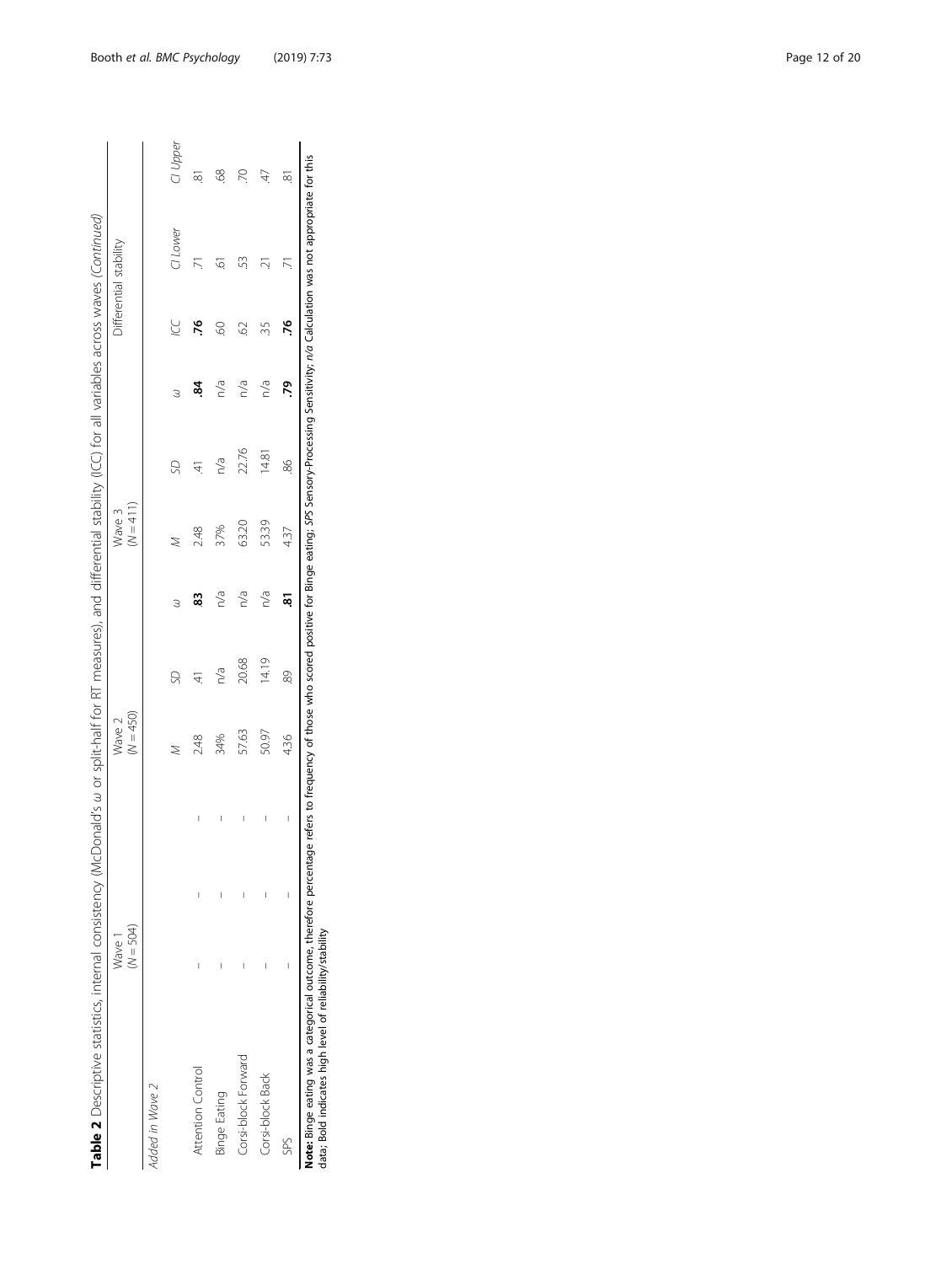**Table 2** Descriptive statistics, internal consistency (McDonald's ω or split-half for RT measures), and differential stability (ICC) for all variables across waves *(Continued)*

| | Wave 1 ($N = 504$) | | | Wave 2 ($N = 450$) | | | Wave 3 ($N = 411$) | | | Differential stability | | |
|---|---|---|---|---|---|---|---|---|---|---|---|---|
| | | | | *M* | *SD* | *ω* | *M* | *SD* | *ω* | *ICC* | *CI Lower* | *CI Upper* |
| *Added in Wave 2* | | | | | | | | | | | | |
| Attention Control | – | – | – | 2.48 | .41 | **.83** | 2.48 | .41 | **.84** | **.76** | .71 | .81 |
| Binge Eating | – | – | – | 34% | n/a | n/a | 37% | n/a | n/a | .60 | .61 | .68 |
| Corsi-block Forward | – | – | – | 57.63 | 20.68 | n/a | 63.20 | 22.76 | n/a | .62 | .53 | .70 |
| Corsi-block Back | – | – | – | 50.97 | 14.19 | n/a | 53.39 | 14.81 | n/a | .35 | .21 | .47 |
| SPS | – | – | – | 4.36 | .89 | **.81** | 4.37 | .86 | **.79** | **.76** | .71 | .81 |

**Note:** Binge eating was a categorical outcome, therefore percentage refers to frequency of those who scored positive for Binge eating; *SPS* Sensory-Processing Sensitivity; *n/a* Calculation was not appropriate for this data; Bold indicates high level of reliability/stability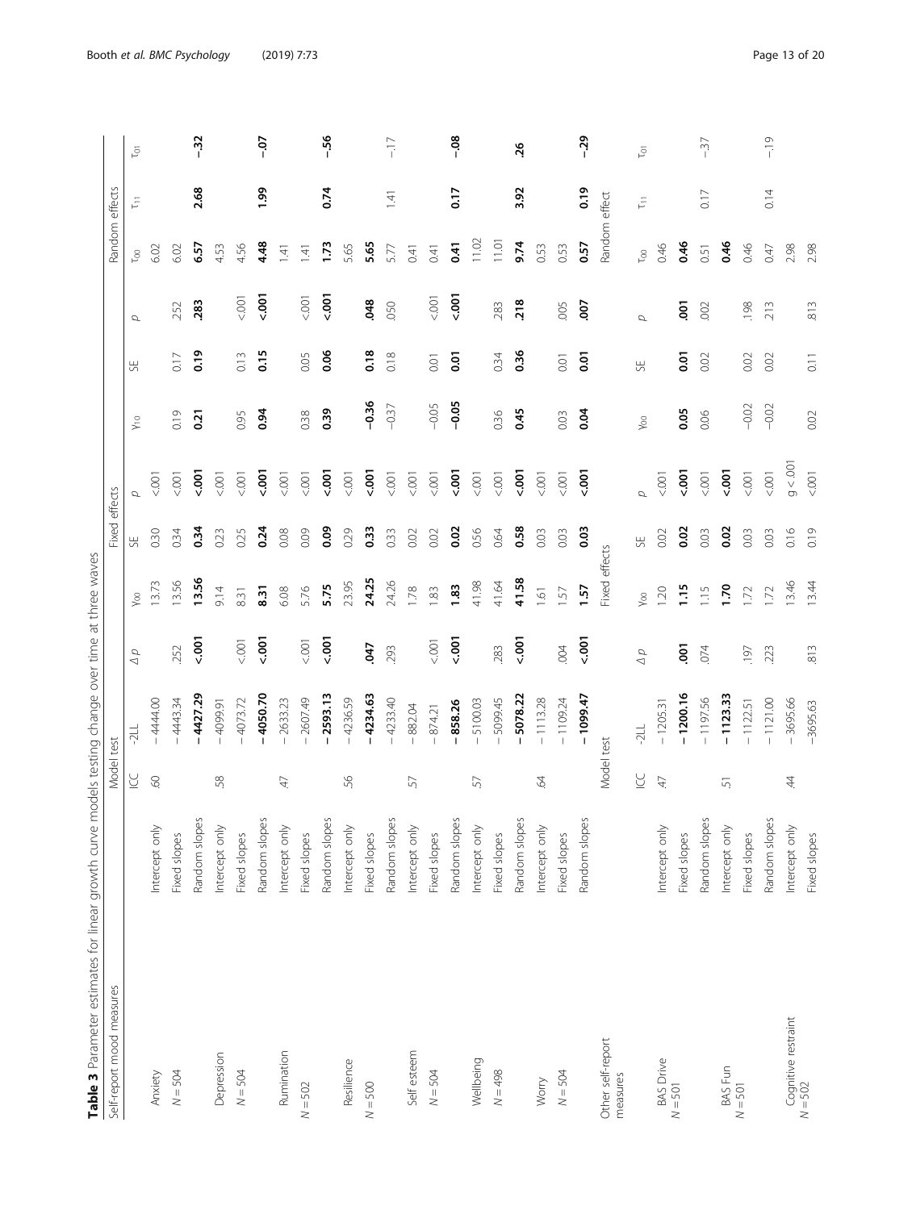**Table 3** Parameter estimates for linear growth curve models testing change over time at three waves

| Self-report mood measures | | Model test | | | Fixed effects | | | | | | Random effects | | |
|---|---|---|---|---|---|---|---|---|---|---|---|---|---|
| | | ICC | -2LL | $\Delta p$ | $\gamma_{00}$ | SE | $p$ | $\gamma_{10}$ | SE | $p$ | $\tau_{00}$ | $\tau_{11}$ | $\tau_{01}$ |
| Anxiety | Intercept only | .60 | −4444.00 | | 13.73 | 0.30 | <.001 | | | | 6.02 | | |
| $N = 504$ | Fixed slopes | | −4443.34 | .252 | 13.56 | 0.34 | <.001 | 0.19 | 0.17 | .252 | 6.02 | | |
| | Random slopes | | **−4427.29** | **<.001** | **13.56** | **0.34** | **<.001** | **0.21** | **0.19** | **.283** | **6.57** | **2.68** | **−.32** |
| Depression | Intercept only | .58 | −4099.91 | | 9.14 | 0.23 | <.001 | | | | 4.53 | | |
| $N = 504$ | Fixed slopes | | −4073.72 | <.001 | 8.31 | 0.25 | <.001 | 0.95 | 0.13 | <.001 | 4.56 | | |
| | Random slopes | | **−4050.70** | **<.001** | **8.31** | **0.24** | **<.001** | **0.94** | **0.15** | **<.001** | **4.48** | **1.99** | **−.07** |
| Rumination | Intercept only | .47 | −2633.23 | | 6.08 | 0.08 | <.001 | | | | 1.41 | | |
| $N = 502$ | Fixed slopes | | −2607.49 | <.001 | 5.76 | 0.09 | <.001 | 0.38 | 0.05 | <.001 | 1.41 | | |
| | Random slopes | | **−2593.13** | **<.001** | **5.75** | **0.09** | **<.001** | **0.39** | **0.06** | **<.001** | **1.73** | **0.74** | **−.56** |
| Resilience | Intercept only | .56 | −4236.59 | | 23.95 | 0.29 | <.001 | | | | 5.65 | | |
| $N = 500$ | Fixed slopes | | **−4234.63** | **.047** | **24.25** | **0.33** | **<.001** | **−0.36** | **0.18** | **.048** | **5.65** | | |
| | Random slopes | | −4233.40 | .293 | 24.26 | 0.33 | <.001 | −0.37 | 0.18 | .050 | 5.77 | 1.41 | −.17 |
| Self esteem | Intercept only | .57 | −882.04 | | 1.78 | 0.02 | <.001 | | | | 0.41 | | |
| $N = 504$ | Fixed slopes | | −874.21 | <.001 | 1.83 | 0.02 | <.001 | −0.05 | 0.01 | <.001 | 0.41 | | |
| | Random slopes | | **−858.26** | **<.001** | **1.83** | **0.02** | **<.001** | **−0.05** | **0.01** | **<.001** | **0.41** | **0.17** | **−.08** |
| Wellbeing | Intercept only | .57 | −5100.03 | | 41.98 | 0.56 | <.001 | | | | 11.02 | | |
| $N = 498$ | Fixed slopes | | −5099.45 | .283 | 41.64 | 0.64 | <.001 | 0.36 | 0.34 | .283 | 11.01 | | |
| | Random slopes | | **−5078.22** | **<.001** | **41.58** | **0.58** | **<.001** | **0.45** | **0.36** | **.218** | **9.74** | **3.92** | **.26** |
| Worry | Intercept only | .64 | −1113.28 | | 1.61 | 0.03 | <.001 | | | | 0.53 | | |
| $N = 504$ | Fixed slopes | | −1109.24 | .004 | 1.57 | 0.03 | <.001 | 0.03 | 0.01 | .005 | 0.53 | | |
| | Random slopes | | **−1099.47** | **<.001** | **1.57** | **0.03** | **<.001** | **0.04** | **0.01** | **.007** | **0.57** | **0.19** | **−.29** |
| Other self-report measures | | Model test | | | Fixed effects | | | | | | Random effect | | |
| | | ICC | -2LL | $\Delta p$ | $\gamma_{00}$ | SE | $p$ | $\gamma_{00}$ | SE | $p$ | $\tau_{00}$ | $\tau_{11}$ | $\tau_{01}$ |
| BAS Drive | Intercept only | .47 | −1205.31 | | 1.20 | 0.02 | <.001 | | | | 0.46 | | |
| $N = 501$ | Fixed slopes | | **−1200.16** | **.001** | **1.15** | **0.02** | **<.001** | **0.05** | **0.01** | **.001** | **0.46** | | |
| | Random slopes | | −1197.56 | .074 | 1.15 | 0.03 | <.001 | 0.06 | 0.02 | .002 | 0.51 | 0.17 | −.37 |
| BAS Fun | Intercept only | .51 | **−1123.33** | | **1.70** | **0.02** | **<.001** | | | | **0.46** | | |
| $N = 501$ | Fixed slopes | | −1122.51 | .197 | 1.72 | 0.03 | <.001 | −0.02 | 0.02 | .198 | 0.46 | | |
| | Random slopes | | −1121.00 | .223 | 1.72 | 0.03 | <.001 | −0.02 | 0.02 | .213 | 0.47 | 0.14 | −.19 |
| Cognitive restraint | Intercept only | .44 | −3695.66 | | 13.46 | 0.16 | g < .001 | | | | 2.98 | | |
| $N = 502$ | Fixed slopes | | −3695.63 | .813 | 13.44 | 0.19 | <.001 | 0.02 | 0.11 | .813 | 2.98 | | |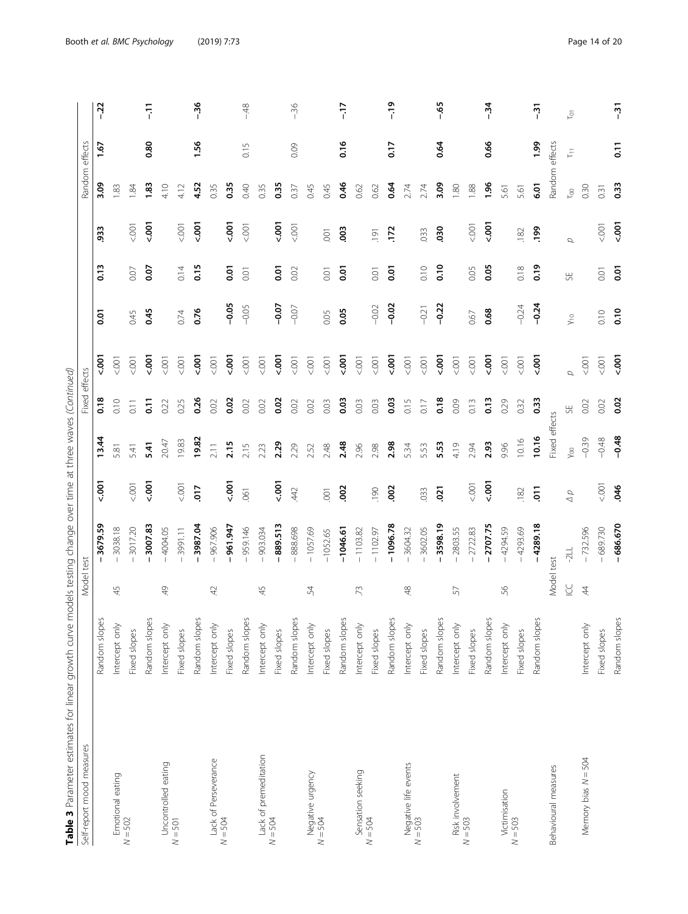**Table 3** Parameter estimates for linear growth curve models testing change over time at three waves *(Continued)*

| Self-report mood measures | | Model test | | | Fixed effects | | | | | | Random effects | | |
|---|---|---|---|---|---|---|---|---|---|---|---|---|---|
| | Random slopes | | **−3679.59** | **<.001** | **13.44** | **0.18** | **<.001** | **0.01** | **0.13** | **.933** | **3.09** | **1.67** | **−.22** |
| Emotional eating $N = 502$ | Intercept only | .45 | −3038.18 | | 5.81 | 0.10 | <.001 | | | | 1.83 | | |
| | Fixed slopes | | −3017.20 | <.001 | 5.41 | 0.11 | <.001 | 0.45 | 0.07 | <.001 | 1.84 | | |
| | Random slopes | | **−3007.83** | **<.001** | **5.41** | **0.11** | **<.001** | **0.45** | **0.07** | **<.001** | **1.83** | **0.80** | **−.11** |
| Uncontrolled eating $N = 501$ | Intercept only | .49 | −4004.05 | | 20.47 | 0.22 | <.001 | | | | 4.10 | | |
| | Fixed slopes | | −3991.11 | <.001 | 19.83 | 0.25 | <.001 | 0.74 | 0.14 | <.001 | 4.12 | | |
| | Random slopes | | **−3987.04** | **.017** | **19.82** | **0.26** | **<.001** | **0.76** | **0.15** | **<.001** | **4.52** | **1.56** | **−.36** |
| Lack of Perseverance $N = 504$ | Intercept only | .42 | −967.906 | | 2.11 | 0.02 | <.001 | | | | 0.35 | | |
| | Fixed slopes | | **−961.947** | **<.001** | **2.15** | **0.02** | **<.001** | **−0.05** | **0.01** | **<.001** | **0.35** | | |
| | Random slopes | | −959.146 | .061 | 2.15 | 0.02 | <.001 | −0.05 | 0.01 | <.001 | 0.40 | 0.15 | −.48 |
| Lack of premeditation $N = 504$ | Intercept only | .45 | −903.034 | | 2.23 | 0.02 | <.001 | | | | 0.35 | | |
| | Fixed slopes | | **−889.513** | **<.001** | **2.29** | **0.02** | **<.001** | **−0.07** | **0.01** | **<.001** | **0.35** | | |
| | Random slopes | | −888.698 | .442 | 2.29 | 0.02 | <.001 | −0.07 | 0.02 | <.001 | 0.37 | 0.09 | −.36 |
| Negative urgency $N = 504$ | Intercept only | .54 | −1057.69 | | 2.52 | 0.02 | <.001 | | | | 0.45 | | |
| | Fixed slopes | | −1052.65 | .001 | 2.48 | 0.03 | <.001 | 0.05 | 0.01 | .001 | 0.45 | | |
| | Random slopes | | **−1046.61** | **.002** | **2.48** | **0.03** | **<.001** | **0.05** | **0.01** | **.003** | **0.46** | **0.16** | **−.17** |
| Sensation seeking $N = 504$ | Intercept only | .73 | −1103.82 | | 2.96 | 0.03 | <.001 | | | | 0.62 | | |
| | Fixed slopes | | −1102.97 | .190 | 2.98 | 0.03 | <.001 | −0.02 | 0.01 | .191 | 0.62 | | |
| | Random slopes | | **−1096.78** | **.002** | **2.98** | **0.03** | **<.001** | **−0.02** | **0.01** | **.172** | **0.64** | **0.17** | **−.19** |
| Negative life events $N = 503$ | Intercept only | .48 | −3604.32 | | 5.34 | 0.15 | <.001 | | | | 2.74 | | |
| | Fixed slopes | | −3602.05 | .033 | 5.53 | 0.17 | <.001 | −0.21 | 0.10 | .033 | 2.74 | | |
| | Random slopes | | **−3598.19** | **.021** | **5.53** | **0.18** | **<.001** | **−0.22** | **0.10** | **.030** | **3.09** | **0.64** | **−.65** |
| Risk involvement $N = 503$ | Intercept only | .57 | −2803.55 | | 4.19 | 0.09 | <.001 | | | | 1.80 | | |
| | Fixed slopes | | −2722.83 | <.001 | 2.94 | 0.13 | <.001 | 0.67 | 0.05 | <.001 | 1.88 | | |
| | Random slopes | | **−2707.75** | **<.001** | **2.93** | **0.13** | **<.001** | **0.68** | **0.05** | **<.001** | **1.96** | **0.66** | **−.34** |
| Victimisation $N = 503$ | Intercept only | .56 | −4294.59 | | 9.96 | 0.29 | <.001 | | | | 5.61 | | |
| | Fixed slopes | | −4293.69 | .182 | 10.16 | 0.32 | <.001 | −0.24 | 0.18 | .182 | 5.61 | | |
| | Random slopes | | **−4289.18** | **.011** | **10.16** | **0.33** | **<.001** | **−0.24** | **0.19** | **.199** | **6.01** | **1.99** | **−.31** |
| Behavioural measures | | Model test | | | Fixed effects | | | | | | Random effects | | |
| | | ICC | -2LL | $\Delta p$ | $\gamma_{00}$ | SE | $p$ | $\gamma_{10}$ | SE | $p$ | $\tau_{00}$ | $\tau_{11}$ | $\tau_{01}$ |
| Memory bias $N = 504$ | Intercept only | .44 | −732.596 | | −0.39 | 0.02 | <.001 | | | | 0.30 | | |
| | Fixed slopes | | −689.730 | <.001 | −0.48 | 0.02 | <.001 | 0.10 | 0.01 | <.001 | 0.31 | | |
| | Random slopes | | **−686.670** | **.046** | **−0.48** | **0.02** | **<.001** | **0.10** | **0.01** | **<.001** | **0.33** | **0.11** | **−.31** |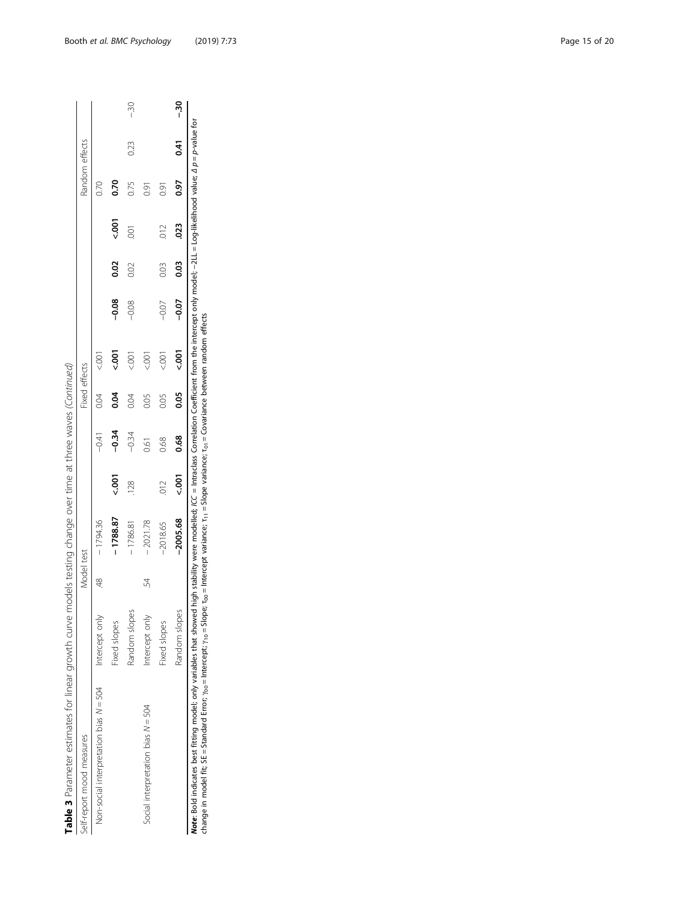**Table 3** Parameter estimates for linear growth curve models testing change over time at three waves *(Continued)*

| Self-report mood measures | | Model test | | | Fixed effects | | | | | | Random effects | | |
|---|---|---|---|---|---|---|---|---|---|---|---|---|---|
| | | ICC | −2LL | Δ *p* | $\gamma_{00}$ | SE | *p* | $\gamma_{10}$ | SE | *p* | $\tau_{00}$ | $\tau_{11}$ | $\tau_{01}$ |
| Non-social interpretation bias *N* = 504 | Intercept only | .48 | −1794.36 | | −0.41 | 0.04 | <.001 | | | | 0.70 | | |
| | Fixed slopes | | **−1788.87** | **<.001** | **−0.34** | **0.04** | **<.001** | **−0.08** | **0.02** | **<.001** | **0.70** | | |
| | Random slopes | | −1786.81 | .128 | −0.34 | 0.04 | <.001 | −0.08 | 0.02 | .001 | 0.75 | 0.23 | −.30 |
| Social interpretation bias *N* = 504 | Intercept only | .54 | −2021.78 | | 0.61 | 0.05 | <.001 | | | | 0.91 | | |
| | Fixed slopes | | −2018.65 | .012 | 0.68 | 0.05 | <.001 | −0.07 | 0.03 | .012 | 0.91 | | |
| | Random slopes | | **−2005.68** | **<.001** | **0.68** | **0.05** | **<.001** | **−0.07** | **0.03** | **.023** | **0.97** | **0.41** | **−.30** |

***Note***: Bold indicates best fitting model; only variables that showed high stability were modelled; *ICC* = Intraclass Correlation Coefficient from the intercept only model; −2LL = Log-likelihood value; Δ *p* = *p*-value for change in model fit; SE = Standard Error; $\gamma_{00}$ = Intercept; $\gamma_{10}$ = Slope; $\tau_{00}$ = Intercept variance; $\tau_{11}$ = Slope variance; $\tau_{01}$ = Covariance between random effects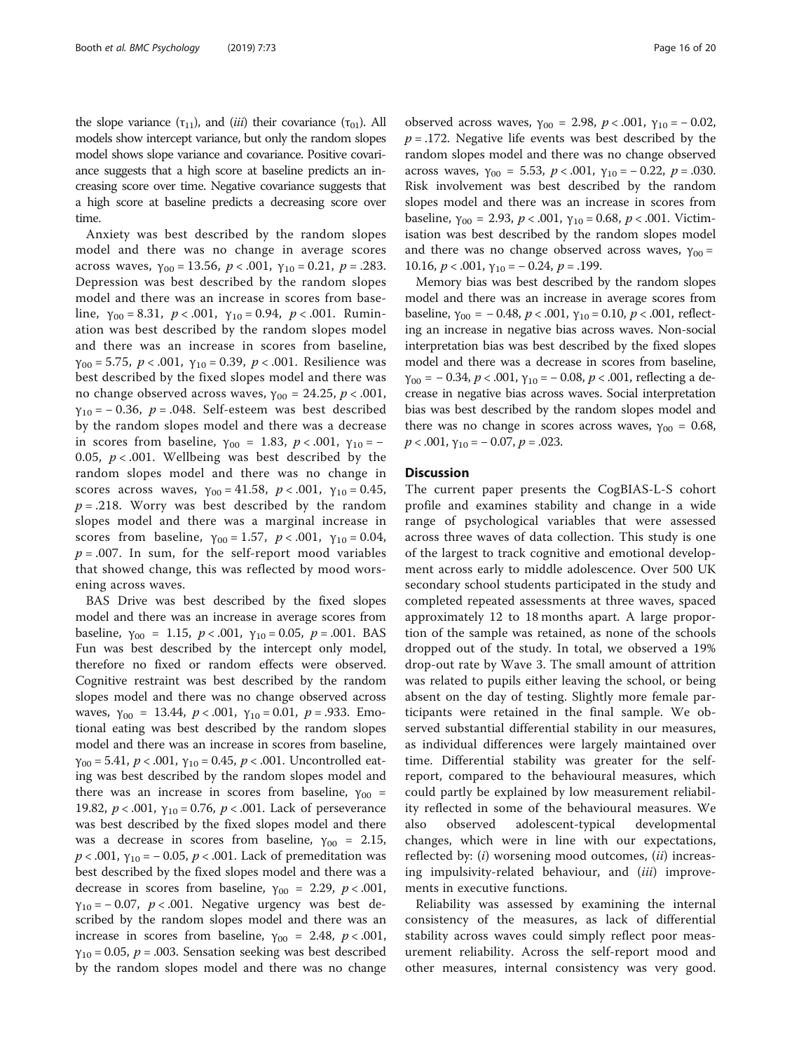the slope variance ($\tau_{11}$), and (*iii*) their covariance ($\tau_{01}$). All models show intercept variance, but only the random slopes model shows slope variance and covariance. Positive covariance suggests that a high score at baseline predicts an increasing score over time. Negative covariance suggests that a high score at baseline predicts a decreasing score over time.

Anxiety was best described by the random slopes model and there was no change in average scores across waves, $\gamma_{00} = 13.56$, $p < .001$, $\gamma_{10} = 0.21$, $p = .283$. Depression was best described by the random slopes model and there was an increase in scores from baseline, $\gamma_{00} = 8.31$, $p < .001$, $\gamma_{10} = 0.94$, $p < .001$. Rumination was best described by the random slopes model and there was an increase in scores from baseline, $\gamma_{00} = 5.75$, $p < .001$, $\gamma_{10} = 0.39$, $p < .001$. Resilience was best described by the fixed slopes model and there was no change observed across waves, $\gamma_{00} = 24.25$, $p < .001$, $\gamma_{10} = -0.36$, $p = .048$. Self-esteem was best described by the random slopes model and there was a decrease in scores from baseline, $\gamma_{00} = 1.83$, $p < .001$, $\gamma_{10} = -0.05$, $p < .001$. Wellbeing was best described by the random slopes model and there was no change in scores across waves, $\gamma_{00} = 41.58$, $p < .001$, $\gamma_{10} = 0.45$, $p = .218$. Worry was best described by the random slopes model and there was a marginal increase in scores from baseline, $\gamma_{00} = 1.57$, $p < .001$, $\gamma_{10} = 0.04$, $p = .007$. In sum, for the self-report mood variables that showed change, this was reflected by mood worsening across waves.

BAS Drive was best described by the fixed slopes model and there was an increase in average scores from baseline, $\gamma_{00} = 1.15$, $p < .001$, $\gamma_{10} = 0.05$, $p = .001$. BAS Fun was best described by the intercept only model, therefore no fixed or random effects were observed. Cognitive restraint was best described by the random slopes model and there was no change observed across waves, $\gamma_{00} = 13.44$, $p < .001$, $\gamma_{10} = 0.01$, $p = .933$. Emotional eating was best described by the random slopes model and there was an increase in scores from baseline, $\gamma_{00} = 5.41$, $p < .001$, $\gamma_{10} = 0.45$, $p < .001$. Uncontrolled eating was best described by the random slopes model and there was an increase in scores from baseline, $\gamma_{00} = 19.82$, $p < .001$, $\gamma_{10} = 0.76$, $p < .001$. Lack of perseverance was best described by the fixed slopes model and there was a decrease in scores from baseline, $\gamma_{00} = 2.15$, $p < .001$, $\gamma_{10} = -0.05$, $p < .001$. Lack of premeditation was best described by the fixed slopes model and there was a decrease in scores from baseline, $\gamma_{00} = 2.29$, $p < .001$, $\gamma_{10} = -0.07$, $p < .001$. Negative urgency was best described by the random slopes model and there was an increase in scores from baseline, $\gamma_{00} = 2.48$, $p < .001$, $\gamma_{10} = 0.05$, $p = .003$. Sensation seeking was best described by the random slopes model and there was no change observed across waves, $\gamma_{00} = 2.98$, $p < .001$, $\gamma_{10} = -0.02$, $p = .172$. Negative life events was best described by the random slopes model and there was no change observed across waves, $\gamma_{00} = 5.53$, $p < .001$, $\gamma_{10} = -0.22$, $p = .030$. Risk involvement was best described by the random slopes model and there was an increase in scores from baseline, $\gamma_{00} = 2.93$, $p < .001$, $\gamma_{10} = 0.68$, $p < .001$. Victimisation was best described by the random slopes model and there was no change observed across waves, $\gamma_{00} = 10.16$, $p < .001$, $\gamma_{10} = -0.24$, $p = .199$.

Memory bias was best described by the random slopes model and there was an increase in average scores from baseline, $\gamma_{00} = -0.48$, $p < .001$, $\gamma_{10} = 0.10$, $p < .001$, reflecting an increase in negative bias across waves. Non-social interpretation bias was best described by the fixed slopes model and there was a decrease in scores from baseline, $\gamma_{00} = -0.34$, $p < .001$, $\gamma_{10} = -0.08$, $p < .001$, reflecting a decrease in negative bias across waves. Social interpretation bias was best described by the random slopes model and there was no change in scores across waves, $\gamma_{00} = 0.68$, $p < .001$, $\gamma_{10} = -0.07$, $p = .023$.

## Discussion

The current paper presents the CogBIAS-L-S cohort profile and examines stability and change in a wide range of psychological variables that were assessed across three waves of data collection. This study is one of the largest to track cognitive and emotional development across early to middle adolescence. Over 500 UK secondary school students participated in the study and completed repeated assessments at three waves, spaced approximately 12 to 18 months apart. A large proportion of the sample was retained, as none of the schools dropped out of the study. In total, we observed a 19% drop-out rate by Wave 3. The small amount of attrition was related to pupils either leaving the school, or being absent on the day of testing. Slightly more female participants were retained in the final sample. We observed substantial differential stability in our measures, as individual differences were largely maintained over time. Differential stability was greater for the self-report, compared to the behavioural measures, which could partly be explained by low measurement reliability reflected in some of the behavioural measures. We also observed adolescent-typical developmental changes, which were in line with our expectations, reflected by: (*i*) worsening mood outcomes, (*ii*) increasing impulsivity-related behaviour, and (*iii*) improvements in executive functions.

Reliability was assessed by examining the internal consistency of the measures, as lack of differential stability across waves could simply reflect poor measurement reliability. Across the self-report mood and other measures, internal consistency was very good.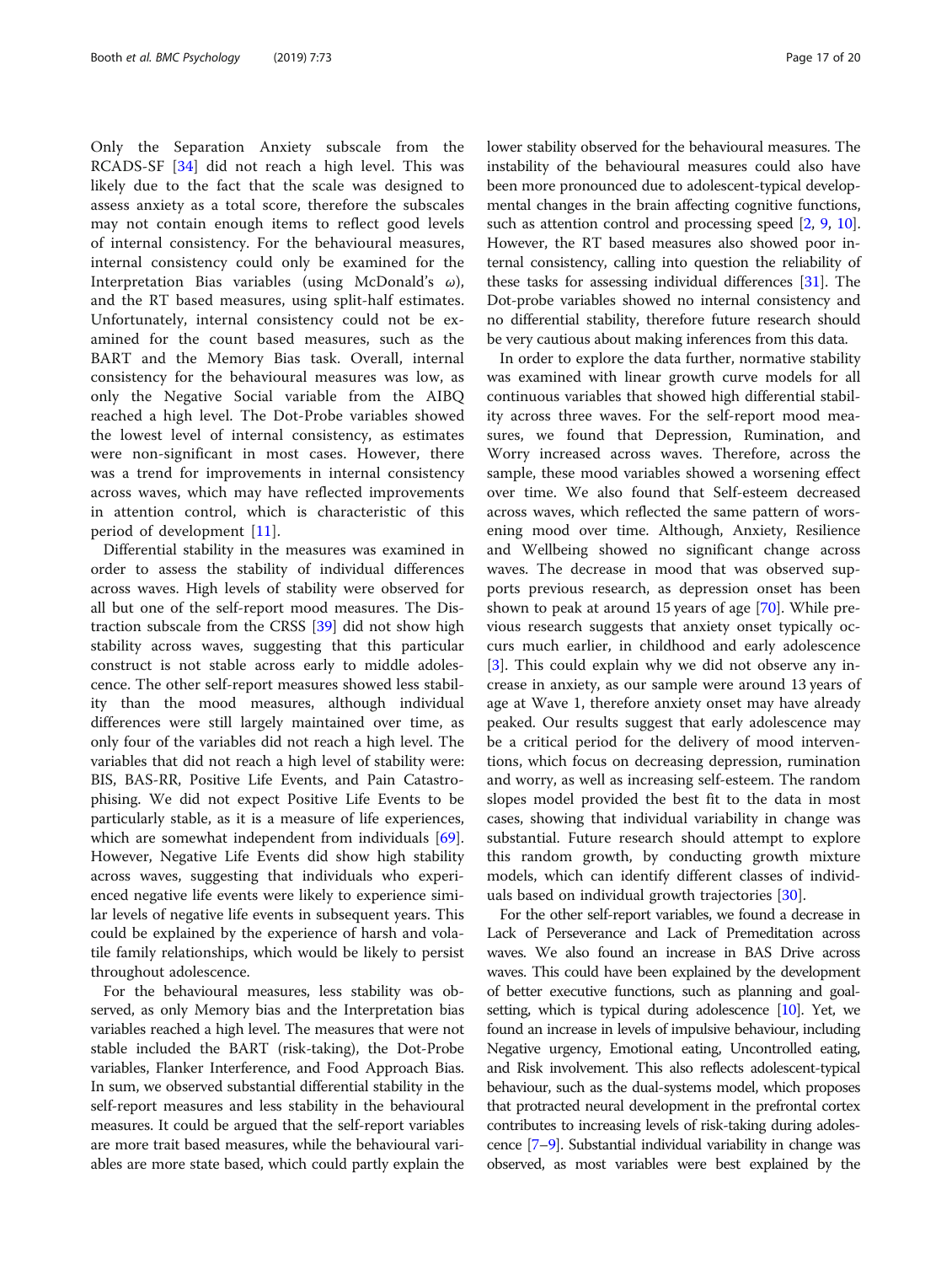Only the Separation Anxiety subscale from the RCADS-SF [34] did not reach a high level. This was likely due to the fact that the scale was designed to assess anxiety as a total score, therefore the subscales may not contain enough items to reflect good levels of internal consistency. For the behavioural measures, internal consistency could only be examined for the Interpretation Bias variables (using McDonald's $\omega$), and the RT based measures, using split-half estimates. Unfortunately, internal consistency could not be examined for the count based measures, such as the BART and the Memory Bias task. Overall, internal consistency for the behavioural measures was low, as only the Negative Social variable from the AIBQ reached a high level. The Dot-Probe variables showed the lowest level of internal consistency, as estimates were non-significant in most cases. However, there was a trend for improvements in internal consistency across waves, which may have reflected improvements in attention control, which is characteristic of this period of development [11].

Differential stability in the measures was examined in order to assess the stability of individual differences across waves. High levels of stability were observed for all but one of the self-report mood measures. The Distraction subscale from the CRSS [39] did not show high stability across waves, suggesting that this particular construct is not stable across early to middle adolescence. The other self-report measures showed less stability than the mood measures, although individual differences were still largely maintained over time, as only four of the variables did not reach a high level. The variables that did not reach a high level of stability were: BIS, BAS-RR, Positive Life Events, and Pain Catastrophising. We did not expect Positive Life Events to be particularly stable, as it is a measure of life experiences, which are somewhat independent from individuals [69]. However, Negative Life Events did show high stability across waves, suggesting that individuals who experienced negative life events were likely to experience similar levels of negative life events in subsequent years. This could be explained by the experience of harsh and volatile family relationships, which would be likely to persist throughout adolescence.

For the behavioural measures, less stability was observed, as only Memory bias and the Interpretation bias variables reached a high level. The measures that were not stable included the BART (risk-taking), the Dot-Probe variables, Flanker Interference, and Food Approach Bias. In sum, we observed substantial differential stability in the self-report measures and less stability in the behavioural measures. It could be argued that the self-report variables are more trait based measures, while the behavioural variables are more state based, which could partly explain the lower stability observed for the behavioural measures. The instability of the behavioural measures could also have been more pronounced due to adolescent-typical developmental changes in the brain affecting cognitive functions, such as attention control and processing speed [2, 9, 10]. However, the RT based measures also showed poor internal consistency, calling into question the reliability of these tasks for assessing individual differences [31]. The Dot-probe variables showed no internal consistency and no differential stability, therefore future research should be very cautious about making inferences from this data.

In order to explore the data further, normative stability was examined with linear growth curve models for all continuous variables that showed high differential stability across three waves. For the self-report mood measures, we found that Depression, Rumination, and Worry increased across waves. Therefore, across the sample, these mood variables showed a worsening effect over time. We also found that Self-esteem decreased across waves, which reflected the same pattern of worsening mood over time. Although, Anxiety, Resilience and Wellbeing showed no significant change across waves. The decrease in mood that was observed supports previous research, as depression onset has been shown to peak at around 15 years of age [70]. While previous research suggests that anxiety onset typically occurs much earlier, in childhood and early adolescence [3]. This could explain why we did not observe any increase in anxiety, as our sample were around 13 years of age at Wave 1, therefore anxiety onset may have already peaked. Our results suggest that early adolescence may be a critical period for the delivery of mood interventions, which focus on decreasing depression, rumination and worry, as well as increasing self-esteem. The random slopes model provided the best fit to the data in most cases, showing that individual variability in change was substantial. Future research should attempt to explore this random growth, by conducting growth mixture models, which can identify different classes of individuals based on individual growth trajectories [30].

For the other self-report variables, we found a decrease in Lack of Perseverance and Lack of Premeditation across waves. We also found an increase in BAS Drive across waves. This could have been explained by the development of better executive functions, such as planning and goal-setting, which is typical during adolescence [10]. Yet, we found an increase in levels of impulsive behaviour, including Negative urgency, Emotional eating, Uncontrolled eating, and Risk involvement. This also reflects adolescent-typical behaviour, such as the dual-systems model, which proposes that protracted neural development in the prefrontal cortex contributes to increasing levels of risk-taking during adolescence [7–9]. Substantial individual variability in change was observed, as most variables were best explained by the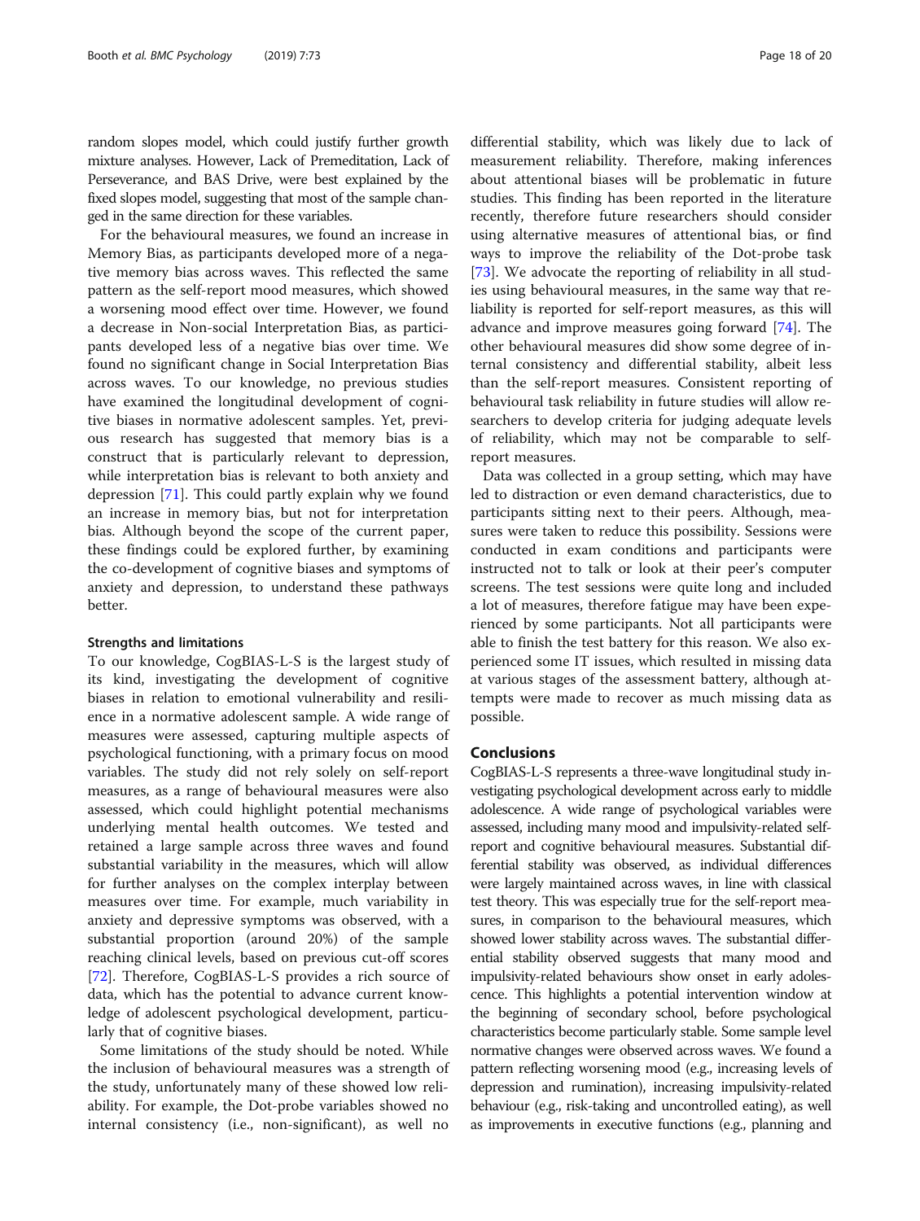random slopes model, which could justify further growth mixture analyses. However, Lack of Premeditation, Lack of Perseverance, and BAS Drive, were best explained by the fixed slopes model, suggesting that most of the sample changed in the same direction for these variables.

For the behavioural measures, we found an increase in Memory Bias, as participants developed more of a negative memory bias across waves. This reflected the same pattern as the self-report mood measures, which showed a worsening mood effect over time. However, we found a decrease in Non-social Interpretation Bias, as participants developed less of a negative bias over time. We found no significant change in Social Interpretation Bias across waves. To our knowledge, no previous studies have examined the longitudinal development of cognitive biases in normative adolescent samples. Yet, previous research has suggested that memory bias is a construct that is particularly relevant to depression, while interpretation bias is relevant to both anxiety and depression [71]. This could partly explain why we found an increase in memory bias, but not for interpretation bias. Although beyond the scope of the current paper, these findings could be explored further, by examining the co-development of cognitive biases and symptoms of anxiety and depression, to understand these pathways better.

### Strengths and limitations

To our knowledge, CogBIAS-L-S is the largest study of its kind, investigating the development of cognitive biases in relation to emotional vulnerability and resilience in a normative adolescent sample. A wide range of measures were assessed, capturing multiple aspects of psychological functioning, with a primary focus on mood variables. The study did not rely solely on self-report measures, as a range of behavioural measures were also assessed, which could highlight potential mechanisms underlying mental health outcomes. We tested and retained a large sample across three waves and found substantial variability in the measures, which will allow for further analyses on the complex interplay between measures over time. For example, much variability in anxiety and depressive symptoms was observed, with a substantial proportion (around 20%) of the sample reaching clinical levels, based on previous cut-off scores [72]. Therefore, CogBIAS-L-S provides a rich source of data, which has the potential to advance current knowledge of adolescent psychological development, particularly that of cognitive biases.

Some limitations of the study should be noted. While the inclusion of behavioural measures was a strength of the study, unfortunately many of these showed low reliability. For example, the Dot-probe variables showed no internal consistency (i.e., non-significant), as well no differential stability, which was likely due to lack of measurement reliability. Therefore, making inferences about attentional biases will be problematic in future studies. This finding has been reported in the literature recently, therefore future researchers should consider using alternative measures of attentional bias, or find ways to improve the reliability of the Dot-probe task [73]. We advocate the reporting of reliability in all studies using behavioural measures, in the same way that reliability is reported for self-report measures, as this will advance and improve measures going forward [74]. The other behavioural measures did show some degree of internal consistency and differential stability, albeit less than the self-report measures. Consistent reporting of behavioural task reliability in future studies will allow researchers to develop criteria for judging adequate levels of reliability, which may not be comparable to self-report measures.

Data was collected in a group setting, which may have led to distraction or even demand characteristics, due to participants sitting next to their peers. Although, measures were taken to reduce this possibility. Sessions were conducted in exam conditions and participants were instructed not to talk or look at their peer's computer screens. The test sessions were quite long and included a lot of measures, therefore fatigue may have been experienced by some participants. Not all participants were able to finish the test battery for this reason. We also experienced some IT issues, which resulted in missing data at various stages of the assessment battery, although attempts were made to recover as much missing data as possible.

## Conclusions

CogBIAS-L-S represents a three-wave longitudinal study investigating psychological development across early to middle adolescence. A wide range of psychological variables were assessed, including many mood and impulsivity-related self-report and cognitive behavioural measures. Substantial differential stability was observed, as individual differences were largely maintained across waves, in line with classical test theory. This was especially true for the self-report measures, in comparison to the behavioural measures, which showed lower stability across waves. The substantial differential stability observed suggests that many mood and impulsivity-related behaviours show onset in early adolescence. This highlights a potential intervention window at the beginning of secondary school, before psychological characteristics become particularly stable. Some sample level normative changes were observed across waves. We found a pattern reflecting worsening mood (e.g., increasing levels of depression and rumination), increasing impulsivity-related behaviour (e.g., risk-taking and uncontrolled eating), as well as improvements in executive functions (e.g., planning and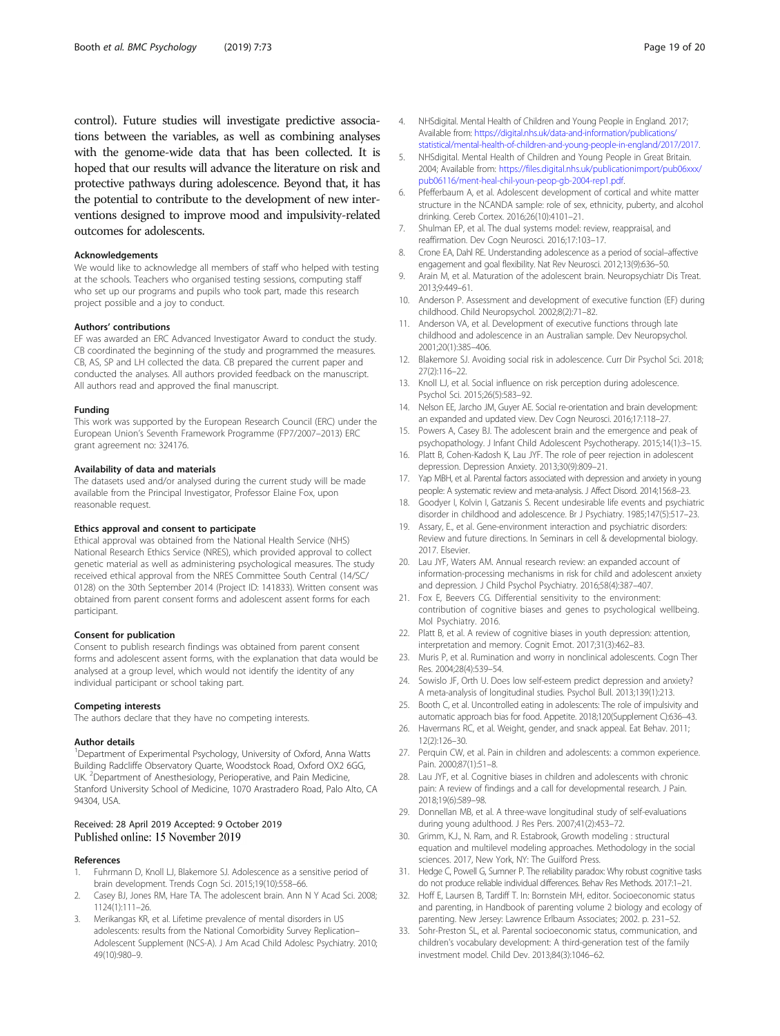control). Future studies will investigate predictive associations between the variables, as well as combining analyses with the genome-wide data that has been collected. It is hoped that our results will advance the literature on risk and protective pathways during adolescence. Beyond that, it has the potential to contribute to the development of new interventions designed to improve mood and impulsivity-related outcomes for adolescents.

### Acknowledgements

We would like to acknowledge all members of staff who helped with testing at the schools. Teachers who organised testing sessions, computing staff who set up our programs and pupils who took part, made this research project possible and a joy to conduct.

### Authors' contributions

EF was awarded an ERC Advanced Investigator Award to conduct the study. CB coordinated the beginning of the study and programmed the measures. CB, AS, SP and LH collected the data. CB prepared the current paper and conducted the analyses. All authors provided feedback on the manuscript. All authors read and approved the final manuscript.

### Funding

This work was supported by the European Research Council (ERC) under the European Union's Seventh Framework Programme (FP7/2007–2013) ERC grant agreement no: 324176.

### Availability of data and materials

The datasets used and/or analysed during the current study will be made available from the Principal Investigator, Professor Elaine Fox, upon reasonable request.

### Ethics approval and consent to participate

Ethical approval was obtained from the National Health Service (NHS) National Research Ethics Service (NRES), which provided approval to collect genetic material as well as administering psychological measures. The study received ethical approval from the NRES Committee South Central (14/SC/0128) on the 30th September 2014 (Project ID: 141833). Written consent was obtained from parent consent forms and adolescent assent forms for each participant.

### Consent for publication

Consent to publish research findings was obtained from parent consent forms and adolescent assent forms, with the explanation that data would be analysed at a group level, which would not identify the identity of any individual participant or school taking part.

### Competing interests

The authors declare that they have no competing interests.

### Author details

[1]Department of Experimental Psychology, University of Oxford, Anna Watts Building Radcliffe Observatory Quarte, Woodstock Road, Oxford OX2 6GG, UK. [2]Department of Anesthesiology, Perioperative, and Pain Medicine, Stanford University School of Medicine, 1070 Arastradero Road, Palo Alto, CA 94304, USA.

Received: 28 April 2019 Accepted: 9 October 2019
Published online: 15 November 2019

### References

1. Fuhrmann D, Knoll LJ, Blakemore SJ. Adolescence as a sensitive period of brain development. Trends Cogn Sci. 2015;19(10):558–66.
2. Casey BJ, Jones RM, Hare TA. The adolescent brain. Ann N Y Acad Sci. 2008; 1124(1):111–26.
3. Merikangas KR, et al. Lifetime prevalence of mental disorders in US adolescents: results from the National Comorbidity Survey Replication–Adolescent Supplement (NCS-A). J Am Acad Child Adolesc Psychiatry. 2010; 49(10):980–9.
4. NHSdigital. Mental Health of Children and Young People in England. 2017; Available from: https://digital.nhs.uk/data-and-information/publications/statistical/mental-health-of-children-and-young-people-in-england/2017/2017.
5. NHSdigital. Mental Health of Children and Young People in Great Britain. 2004; Available from: https://files.digital.nhs.uk/publicationimport/pub06xxx/pub06116/ment-heal-chil-youn-peop-gb-2004-rep1.pdf.
6. Pfefferbaum A, et al. Adolescent development of cortical and white matter structure in the NCANDA sample: role of sex, ethnicity, puberty, and alcohol drinking. Cereb Cortex. 2016;26(10):4101–21.
7. Shulman EP, et al. The dual systems model: review, reappraisal, and reaffirmation. Dev Cogn Neurosci. 2016;17:103–17.
8. Crone EA, Dahl RE. Understanding adolescence as a period of social–affective engagement and goal flexibility. Nat Rev Neurosci. 2012;13(9):636–50.
9. Arain M, et al. Maturation of the adolescent brain. Neuropsychiatr Dis Treat. 2013;9:449–61.
10. Anderson P. Assessment and development of executive function (EF) during childhood. Child Neuropsychol. 2002;8(2):71–82.
11. Anderson VA, et al. Development of executive functions through late childhood and adolescence in an Australian sample. Dev Neuropsychol. 2001;20(1):385–406.
12. Blakemore SJ. Avoiding social risk in adolescence. Curr Dir Psychol Sci. 2018; 27(2):116–22.
13. Knoll LJ, et al. Social influence on risk perception during adolescence. Psychol Sci. 2015;26(5):583–92.
14. Nelson EE, Jarcho JM, Guyer AE. Social re-orientation and brain development: an expanded and updated view. Dev Cogn Neurosci. 2016;17:118–27.
15. Powers A, Casey BJ. The adolescent brain and the emergence and peak of psychopathology. J Infant Child Adolescent Psychotherapy. 2015;14(1):3–15.
16. Platt B, Cohen-Kadosh K, Lau JYF. The role of peer rejection in adolescent depression. Depression Anxiety. 2013;30(9):809–21.
17. Yap MBH, et al. Parental factors associated with depression and anxiety in young people: A systematic review and meta-analysis. J Affect Disord. 2014;156:8–23.
18. Goodyer I, Kolvin I, Gatzanis S. Recent undesirable life events and psychiatric disorder in childhood and adolescence. Br J Psychiatry. 1985;147(5):517–23.
19. Assary, E., et al. Gene-environment interaction and psychiatric disorders: Review and future directions. In Seminars in cell & developmental biology. 2017. Elsevier.
20. Lau JYF, Waters AM. Annual research review: an expanded account of information-processing mechanisms in risk for child and adolescent anxiety and depression. J Child Psychol Psychiatry. 2016;58(4):387–407.
21. Fox E, Beevers CG. Differential sensitivity to the environment: contribution of cognitive biases and genes to psychological wellbeing. Mol Psychiatry. 2016.
22. Platt B, et al. A review of cognitive biases in youth depression: attention, interpretation and memory. Cognit Emot. 2017;31(3):462–83.
23. Muris P, et al. Rumination and worry in nonclinical adolescents. Cogn Ther Res. 2004;28(4):539–54.
24. Sowislo JF, Orth U. Does low self-esteem predict depression and anxiety? A meta-analysis of longitudinal studies. Psychol Bull. 2013;139(1):213.
25. Booth C, et al. Uncontrolled eating in adolescents: The role of impulsivity and automatic approach bias for food. Appetite. 2018;120(Supplement C):636–43.
26. Havermans RC, et al. Weight, gender, and snack appeal. Eat Behav. 2011; 12(2):126–30.
27. Perquin CW, et al. Pain in children and adolescents: a common experience. Pain. 2000;87(1):51–8.
28. Lau JYF, et al. Cognitive biases in children and adolescents with chronic pain: A review of findings and a call for developmental research. J Pain. 2018;19(6):589–98.
29. Donnellan MB, et al. A three-wave longitudinal study of self-evaluations during young adulthood. J Res Pers. 2007;41(2):453–72.
30. Grimm, K.J., N. Ram, and R. Estabrook, Growth modeling : structural equation and multilevel modeling approaches. Methodology in the social sciences. 2017, New York, NY: The Guilford Press.
31. Hedge C, Powell G, Sumner P. The reliability paradox: Why robust cognitive tasks do not produce reliable individual differences. Behav Res Methods. 2017:1–21.
32. Hoff E, Laursen B, Tardiff T. In: Bornstein MH, editor. Socioeconomic status and parenting, in Handbook of parenting volume 2 biology and ecology of parenting. New Jersey: Lawrence Erlbaum Associates; 2002. p. 231–52.
33. Sohr-Preston SL, et al. Parental socioeconomic status, communication, and children's vocabulary development: A third-generation test of the family investment model. Child Dev. 2013;84(3):1046–62.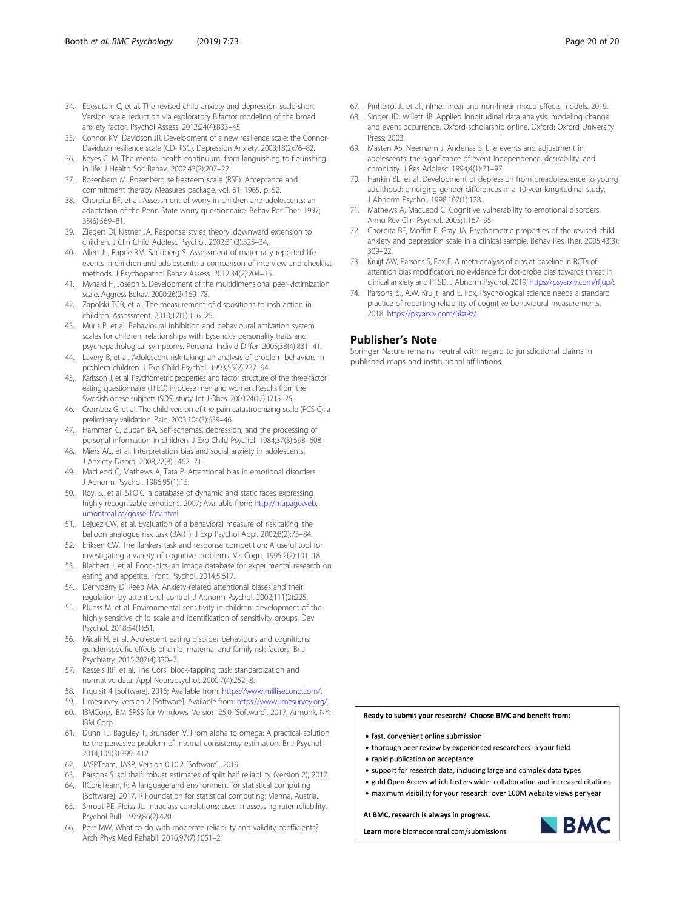34. Ebesutani C, et al. The revised child anxiety and depression scale-short Version: scale reduction via exploratory Bifactor modeling of the broad anxiety factor. Psychol Assess. 2012;24(4):833–45.
35. Connor KM, Davidson JR. Development of a new resilience scale: the Connor-Davidson resilience scale (CD-RISC). Depression Anxiety. 2003;18(2):76–82.
36. Keyes CLM. The mental health continuum: from languishing to flourishing in life. J Health Soc Behav. 2002;43(2):207–22.
37. Rosenberg M. Rosenberg self-esteem scale (RSE). Acceptance and commitment therapy Measures package, vol. 61; 1965. p. 52.
38. Chorpita BF, et al. Assessment of worry in children and adolescents: an adaptation of the Penn State worry questionnaire. Behav Res Ther. 1997; 35(6):569–81.
39. Ziegert DI, Kistner JA. Response styles theory: downward extension to children. J Clin Child Adolesc Psychol. 2002;31(3):325–34.
40. Allen JL, Rapee RM, Sandberg S. Assessment of maternally reported life events in children and adolescents: a comparison of interview and checklist methods. J Psychopathol Behav Assess. 2012;34(2):204–15.
41. Mynard H, Joseph S. Development of the multidimensional peer-victimization scale. Aggress Behav. 2000;26(2):169–78.
42. Zapolski TCB, et al. The measurement of dispositions to rash action in children. Assessment. 2010;17(1):116–25.
43. Muris P, et al. Behavioural inhibition and behavioural activation system scales for children: relationships with Eysenck's personality traits and psychopathological symptoms. Personal Individ Differ. 2005;38(4):831–41.
44. Lavery B, et al. Adolescent risk-taking: an analysis of problem behaviors in problem children. J Exp Child Psychol. 1993;55(2):277–94.
45. Karlsson J, et al. Psychometric properties and factor structure of the three-factor eating questionnaire (TFEQ) in obese men and women. Results from the Swedish obese subjects (SOS) study. Int J Obes. 2000;24(12):1715–25.
46. Crombez G, et al. The child version of the pain catastrophizing scale (PCS-C): a preliminary validation. Pain. 2003;104(3):639–46.
47. Hammen C, Zupan BA. Self-schemas, depression, and the processing of personal information in children. J Exp Child Psychol. 1984;37(3):598–608.
48. Miers AC, et al. Interpretation bias and social anxiety in adolescents. J Anxiety Disord. 2008;22(8):1462–71.
49. MacLeod C, Mathews A, Tata P. Attentional bias in emotional disorders. J Abnorm Psychol. 1986;95(1):15.
50. Roy, S., et al. STOIC: a database of dynamic and static faces expressing highly recognizable emotions. 2007; Available from: http://mapageweb.umontreal.ca/gosselif/cv.html.
51. Lejuez CW, et al. Evaluation of a behavioral measure of risk taking: the balloon analogue risk task (BART). J Exp Psychol Appl. 2002;8(2):75–84.
52. Eriksen CW. The flankers task and response competition: A useful tool for investigating a variety of cognitive problems. Vis Cogn. 1995;2(2):101–18.
53. Blechert J, et al. Food-pics: an image database for experimental research on eating and appetite. Front Psychol. 2014;5:617.
54. Derryberry D, Reed MA. Anxiety-related attentional biases and their regulation by attentional control. J Abnorm Psychol. 2002;111(2):225.
55. Pluess M, et al. Environmental sensitivity in children: development of the highly sensitive child scale and identification of sensitivity groups. Dev Psychol. 2018;54(1):51.
56. Micali N, et al. Adolescent eating disorder behaviours and cognitions: gender-specific effects of child, maternal and family risk factors. Br J Psychiatry. 2015;207(4):320–7.
57. Kessels RP, et al. The Corsi block-tapping task: standardization and normative data. Appl Neuropsychol. 2000;7(4):252–8.
58. Inquisit 4 [Software]. 2016; Available from: https://www.millisecond.com/.
59. Limesurvey, version 2 [Software]. Available from: https://www.limesurvey.org/.
60. IBMCorp, IBM SPSS for Windows, Version 25.0 [Software]. 2017, Armonk, NY: IBM Corp.
61. Dunn TJ, Baguley T, Brunsden V. From alpha to omega: A practical solution to the pervasive problem of internal consistency estimation. Br J Psychol. 2014;105(3):399–412.
62. JASPTeam, JASP, Version 0.10.2 [Software]. 2019.
63. Parsons S. splithalf: robust estimates of split half reliability (Version 2); 2017.
64. RCoreTeam, R: A language and environment for statistical computing [Software]. 2017, R Foundation for statistical computing: Vienna, Austria.
65. Shrout PE, Fleiss JL. Intraclass correlations: uses in assessing rater reliability. Psychol Bull. 1979;86(2):420.
66. Post MW. What to do with moderate reliability and validity coefficients? Arch Phys Med Rehabil. 2016;97(7):1051–2.
67. Pinheiro, J., et al., nlme: linear and non-linear mixed effects models. 2019.
68. Singer JD, Willett JB. Applied longitudinal data analysis: modeling change and event occurrence. Oxford scholarship online. Oxford: Oxford University Press; 2003.
69. Masten AS, Neemann J, Andenas S. Life events and adjustment in adolescents: the significance of event Independence, desirability, and chronicity. J Res Adolesc. 1994;4(1):71–97.
70. Hankin BL, et al. Development of depression from preadolescence to young adulthood: emerging gender differences in a 10-year longitudinal study. J Abnorm Psychol. 1998;107(1):128.
71. Mathews A, MacLeod C. Cognitive vulnerability to emotional disorders. Annu Rev Clin Psychol. 2005;1:167–95.
72. Chorpita BF, Moffitt E, Gray JA. Psychometric properties of the revised child anxiety and depression scale in a clinical sample. Behav Res Ther. 2005;43(3): 309–22.
73. Kruijt AW, Parsons S, Fox E. A meta-analysis of bias at baseline in RCTs of attention bias modification: no evidence for dot-probe bias towards threat in clinical anxiety and PTSD. J Abnorm Psychol. 2019, https://psyarxiv.com/rfjup/.
74. Parsons, S., A.W. Kruijt, and E. Fox, Psychological science needs a standard practice of reporting reliability of cognitive behavioural measurements. 2018, https://psyarxiv.com/6ka9z/.

## Publisher's Note

Springer Nature remains neutral with regard to jurisdictional claims in published maps and institutional affiliations.

**Ready to submit your research? Choose BMC and benefit from:**

- fast, convenient online submission
- thorough peer review by experienced researchers in your field
- rapid publication on acceptance
- support for research data, including large and complex data types
- gold Open Access which fosters wider collaboration and increased citations
- maximum visibility for your research: over 100M website views per year

**At BMC, research is always in progress.**

**Learn more** biomedcentral.com/submissions

BMC